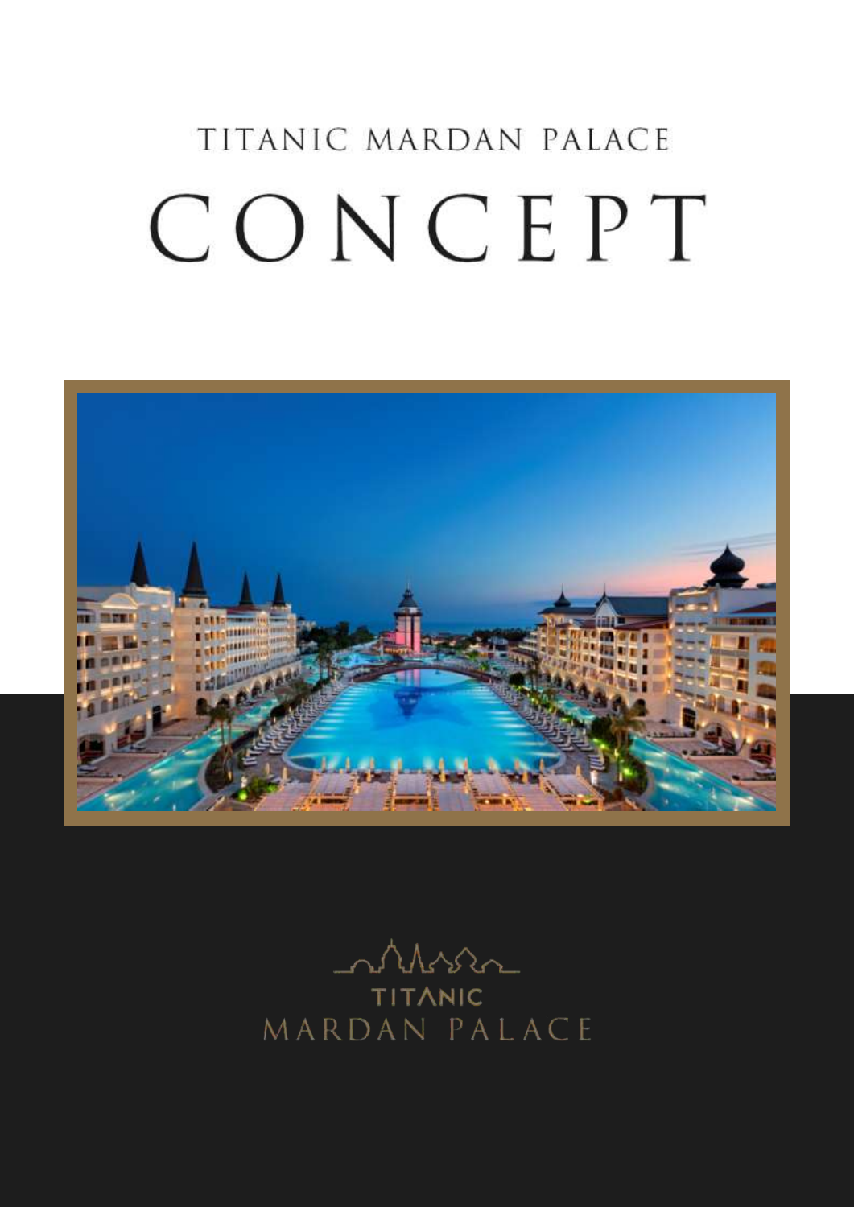TITANIC MARDAN PALACE

# CONCEPT

TITANIC
MARDAN PALACE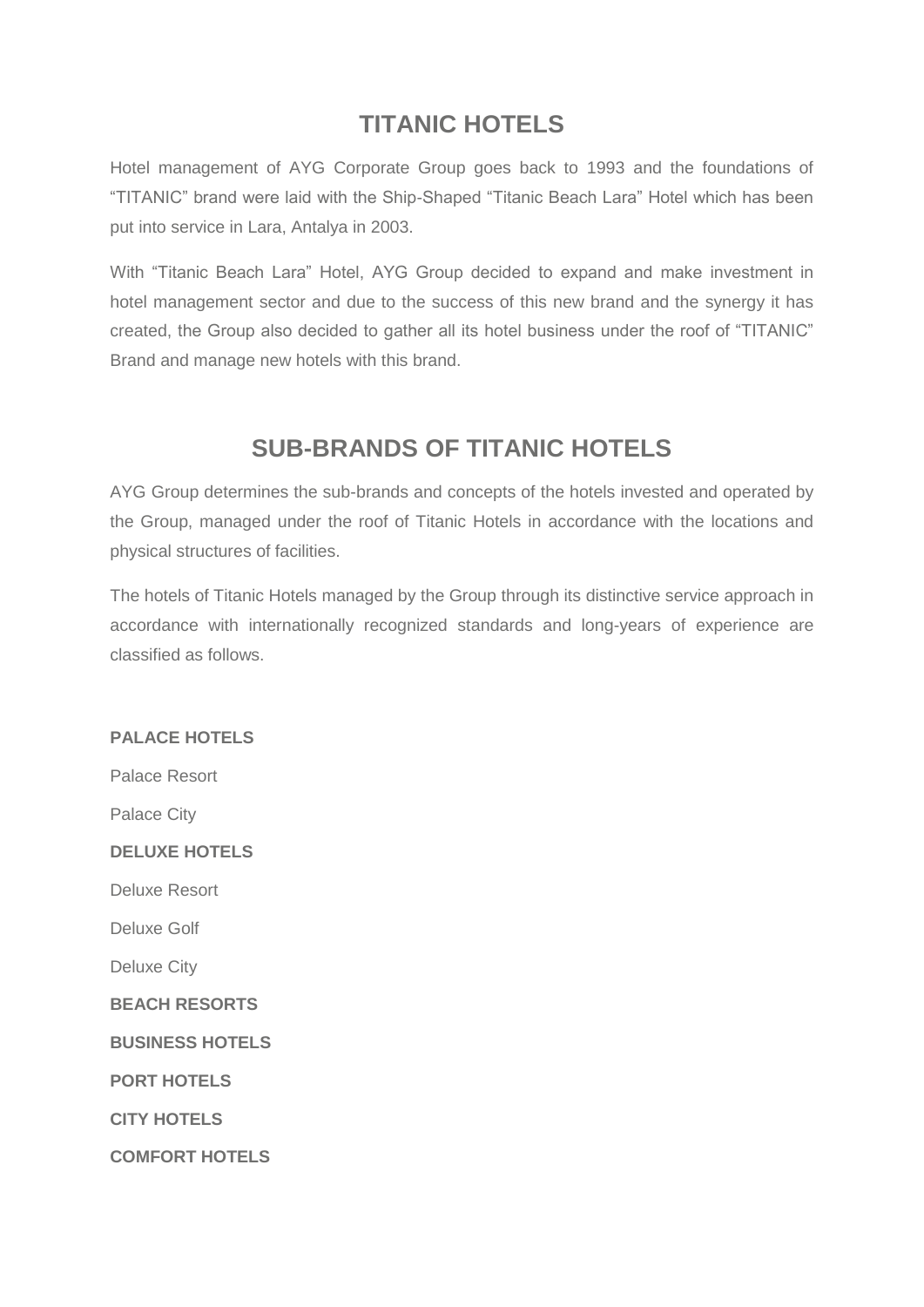## TITANIC HOTELS

Hotel management of AYG Corporate Group goes back to 1993 and the foundations of "TITANIC" brand were laid with the Ship-Shaped "Titanic Beach Lara" Hotel which has been put into service in Lara, Antalya in 2003.

With "Titanic Beach Lara" Hotel, AYG Group decided to expand and make investment in hotel management sector and due to the success of this new brand and the synergy it has created, the Group also decided to gather all its hotel business under the roof of "TITANIC" Brand and manage new hotels with this brand.

## SUB-BRANDS OF TITANIC HOTELS

AYG Group determines the sub-brands and concepts of the hotels invested and operated by the Group, managed under the roof of Titanic Hotels in accordance with the locations and physical structures of facilities.

The hotels of Titanic Hotels managed by the Group through its distinctive service approach in accordance with internationally recognized standards and long-years of experience are classified as follows.

**PALACE HOTELS**

Palace Resort

Palace City

**DELUXE HOTELS**

Deluxe Resort

Deluxe Golf

Deluxe City

**BEACH RESORTS**

**BUSINESS HOTELS**

**PORT HOTELS**

**CITY HOTELS**

**COMFORT HOTELS**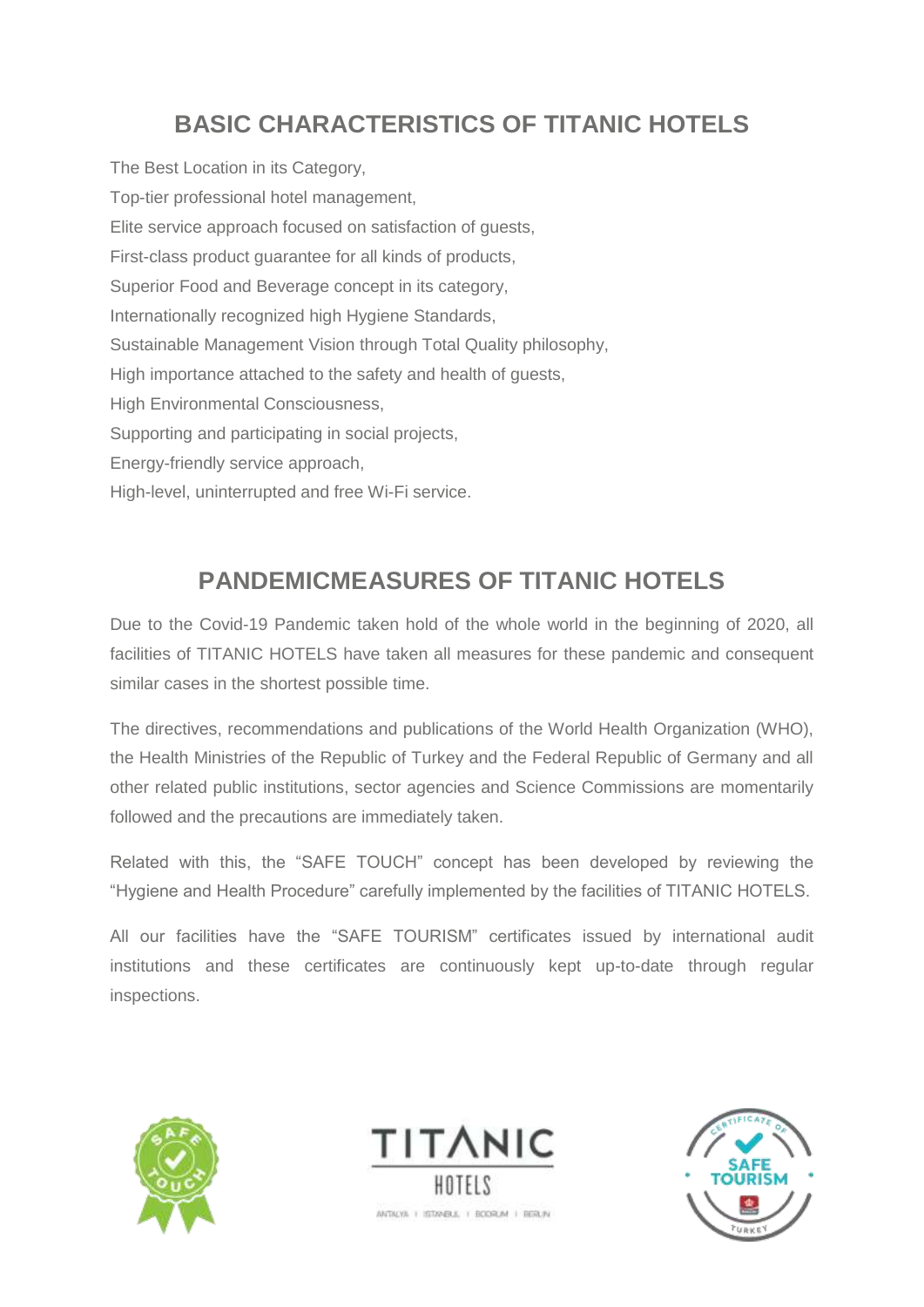## BASIC CHARACTERISTICS OF TITANIC HOTELS

The Best Location in its Category,
Top-tier professional hotel management,
Elite service approach focused on satisfaction of guests,
First-class product guarantee for all kinds of products,
Superior Food and Beverage concept in its category,
Internationally recognized high Hygiene Standards,
Sustainable Management Vision through Total Quality philosophy,
High importance attached to the safety and health of guests,
High Environmental Consciousness,
Supporting and participating in social projects,
Energy-friendly service approach,
High-level, uninterrupted and free Wi-Fi service.

## PANDEMICMEASURES OF TITANIC HOTELS

Due to the Covid-19 Pandemic taken hold of the whole world in the beginning of 2020, all facilities of TITANIC HOTELS have taken all measures for these pandemic and consequent similar cases in the shortest possible time.

The directives, recommendations and publications of the World Health Organization (WHO), the Health Ministries of the Republic of Turkey and the Federal Republic of Germany and all other related public institutions, sector agencies and Science Commissions are momentarily followed and the precautions are immediately taken.

Related with this, the "SAFE TOUCH" concept has been developed by reviewing the "Hygiene and Health Procedure" carefully implemented by the facilities of TITANIC HOTELS.

All our facilities have the "SAFE TOURISM" certificates issued by international audit institutions and these certificates are continuously kept up-to-date through regular inspections.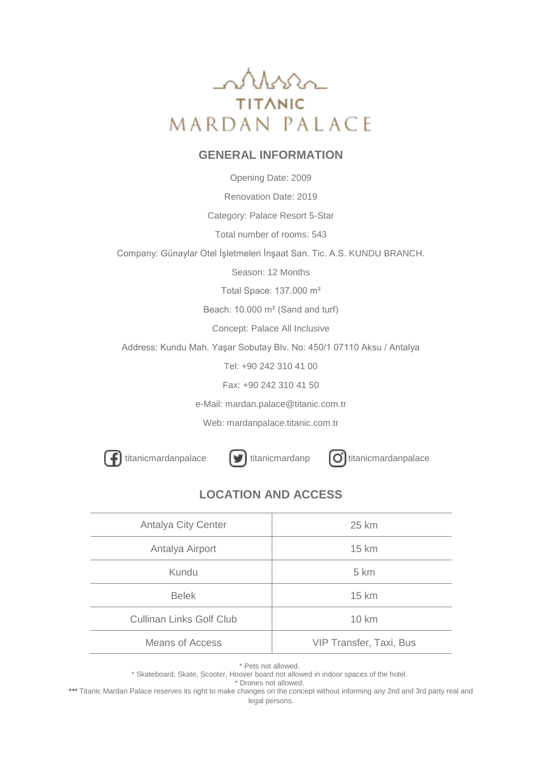# TITANIC MARDAN PALACE

## GENERAL INFORMATION

Opening Date: 2009

Renovation Date: 2019

Category: Palace Resort 5-Star

Total number of rooms: 543

Company: Günaylar Otel İşletmeleri İnşaat San. Tic. A.S. KUNDU BRANCH.

Season: 12 Months

Total Space: 137.000 m²

Beach: 10.000 m² (Sand and turf)

Concept: Palace All Inclusive

Address: Kundu Mah. Yaşar Sobutay Blv. No: 450/1 07110 Aksu / Antalya

Tel: +90 242 310 41 00

Fax: +90 242 310 41 50

e-Mail: mardan.palace@titanic.com.tr

Web: mardanpalace.titanic.com.tr

titanicmardanpalace titanicmardanp titanicmardanpalace

## LOCATION AND ACCESS

| | |
|---|---|
| Antalya City Center | 25 km |
| Antalya Airport | 15 km |
| Kundu | 5 km |
| Belek | 15 km |
| Cullinan Links Golf Club | 10 km |
| Means of Access | VIP Transfer, Taxi, Bus |

* Pets not allowed.
* Skateboard, Skate, Scooter, Hoover board not allowed in indoor spaces of the hotel.
* Drones not allowed.

*** Titanic Mardan Palace reserves its right to make changes on the concept without informing any 2nd and 3rd party real and legal persons.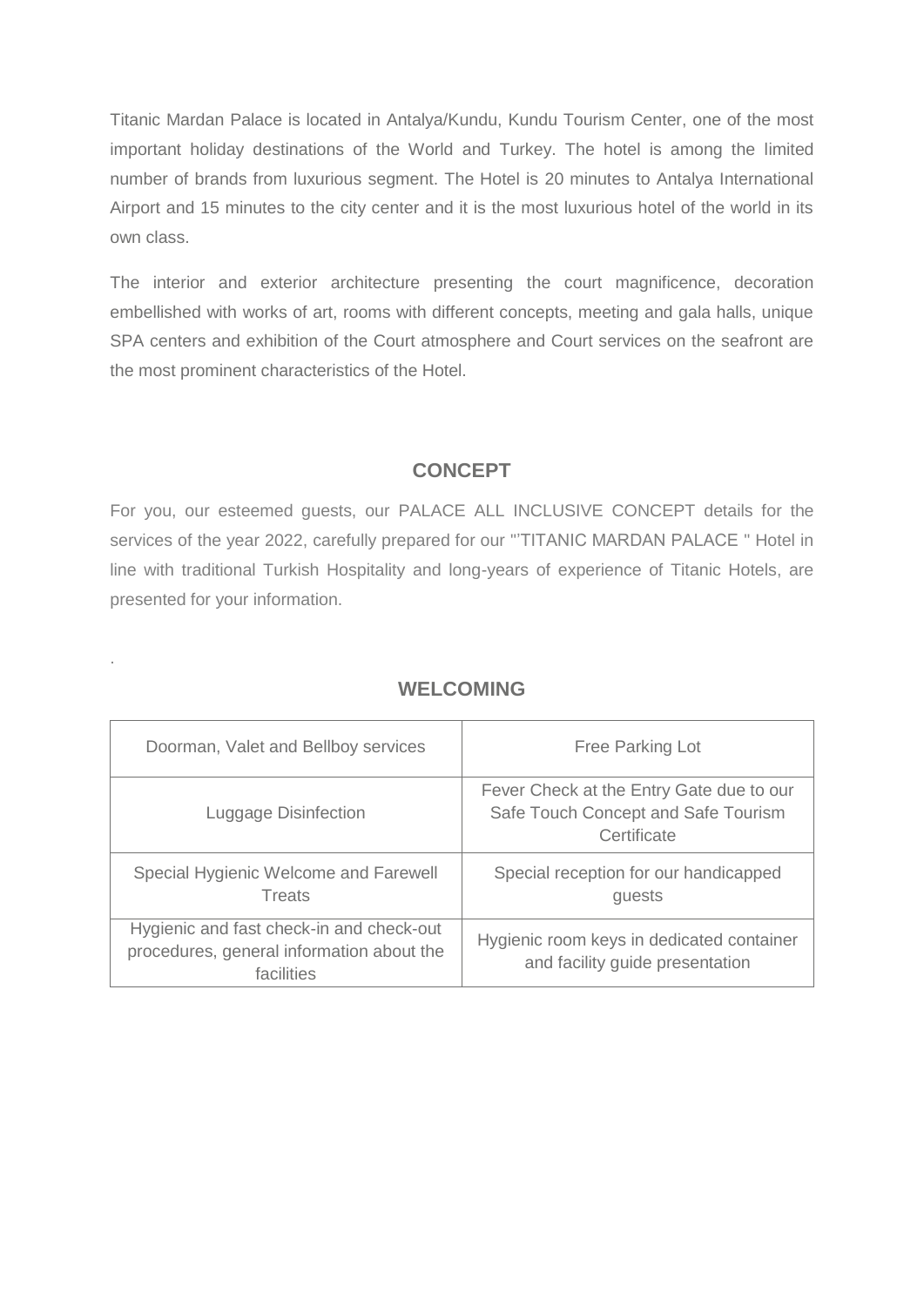Titanic Mardan Palace is located in Antalya/Kundu, Kundu Tourism Center, one of the most important holiday destinations of the World and Turkey. The hotel is among the limited number of brands from luxurious segment. The Hotel is 20 minutes to Antalya International Airport and 15 minutes to the city center and it is the most luxurious hotel of the world in its own class.

The interior and exterior architecture presenting the court magnificence, decoration embellished with works of art, rooms with different concepts, meeting and gala halls, unique SPA centers and exhibition of the Court atmosphere and Court services on the seafront are the most prominent characteristics of the Hotel.

## CONCEPT

For you, our esteemed guests, our PALACE ALL INCLUSIVE CONCEPT details for the services of the year 2022, carefully prepared for our "'TITANIC MARDAN PALACE " Hotel in line with traditional Turkish Hospitality and long-years of experience of Titanic Hotels, are presented for your information.

.

## WELCOMING

| | |
|---|---|
| Doorman, Valet and Bellboy services | Free Parking Lot |
| Luggage Disinfection | Fever Check at the Entry Gate due to our Safe Touch Concept and Safe Tourism Certificate |
| Special Hygienic Welcome and Farewell Treats | Special reception for our handicapped guests |
| Hygienic and fast check-in and check-out procedures, general information about the facilities | Hygienic room keys in dedicated container and facility guide presentation |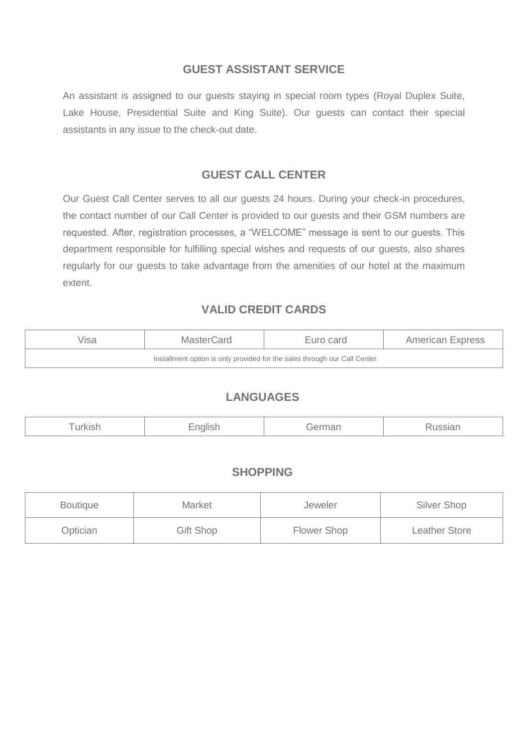## GUEST ASSISTANT SERVICE

An assistant is assigned to our guests staying in special room types (Royal Duplex Suite, Lake House, Presidential Suite and King Suite). Our guests can contact their special assistants in any issue to the check-out date.

## GUEST CALL CENTER

Our Guest Call Center serves to all our guests 24 hours. During your check-in procedures, the contact number of our Call Center is provided to our guests and their GSM numbers are requested. After, registration processes, a “WELCOME” message is sent to our guests. This department responsible for fulfilling special wishes and requests of our guests, also shares regularly for our guests to take advantage from the amenities of our hotel at the maximum extent.

## VALID CREDIT CARDS

| Visa | MasterCard | Euro card | American Express |
|---|---|---|---|
| Installment option is only provided for the sales through our Call Center. | | | |

## LANGUAGES

| Turkish | English | German | Russian |
|---|---|---|---|

## SHOPPING

| Boutique | Market | Jeweler | Silver Shop |
|---|---|---|---|
| Optician | Gift Shop | Flower Shop | Leather Store |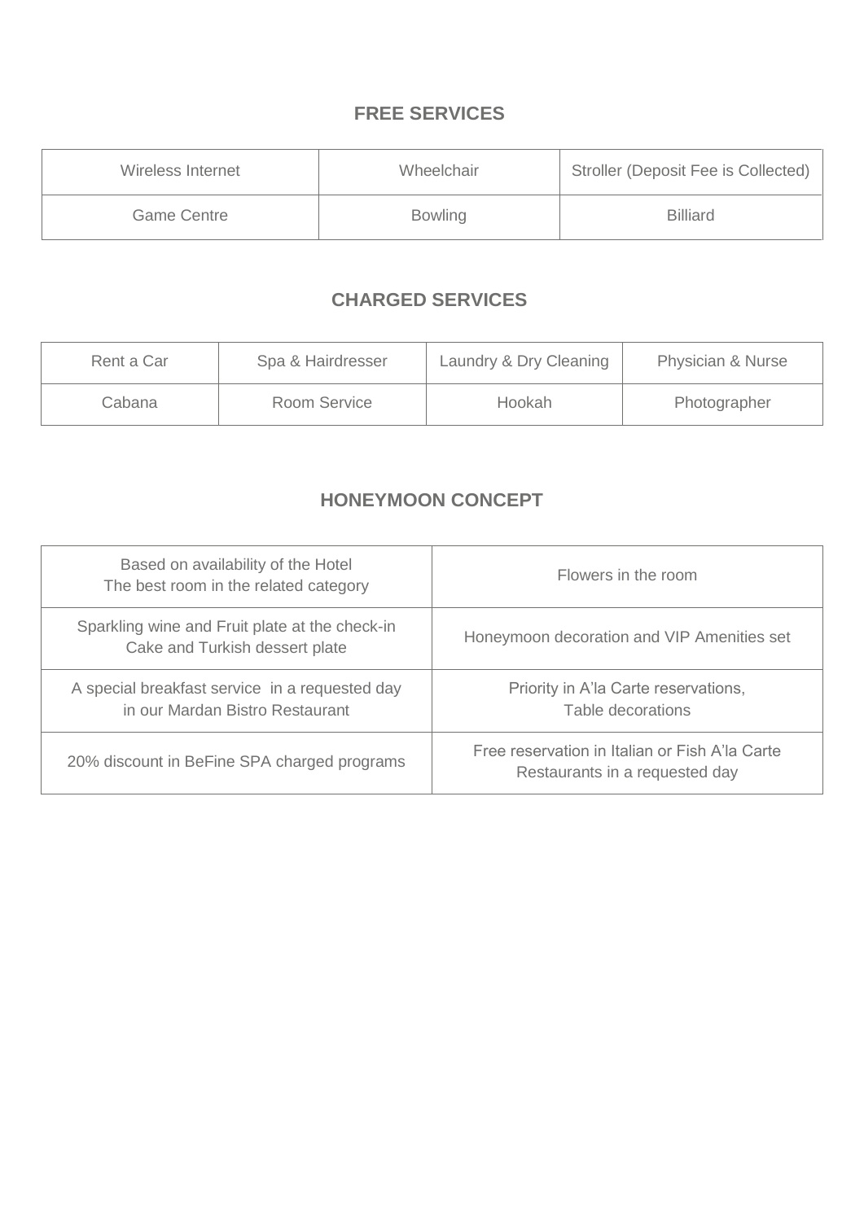## FREE SERVICES

| Wireless Internet | Wheelchair | Stroller (Deposit Fee is Collected) |
|---|---|---|
| Game Centre | Bowling | Billiard |

## CHARGED SERVICES

| Rent a Car | Spa & Hairdresser | Laundry & Dry Cleaning | Physician & Nurse |
|---|---|---|---|
| Cabana | Room Service | Hookah | Photographer |

## HONEYMOON CONCEPT

| Based on availability of the Hotel The best room in the related category | Flowers in the room |
|---|---|
| Sparkling wine and Fruit plate at the check-in Cake and Turkish dessert plate | Honeymoon decoration and VIP Amenities set |
| A special breakfast service in a requested day in our Mardan Bistro Restaurant | Priority in A'la Carte reservations, Table decorations |
| 20% discount in BeFine SPA charged programs | Free reservation in Italian or Fish A'la Carte Restaurants in a requested day |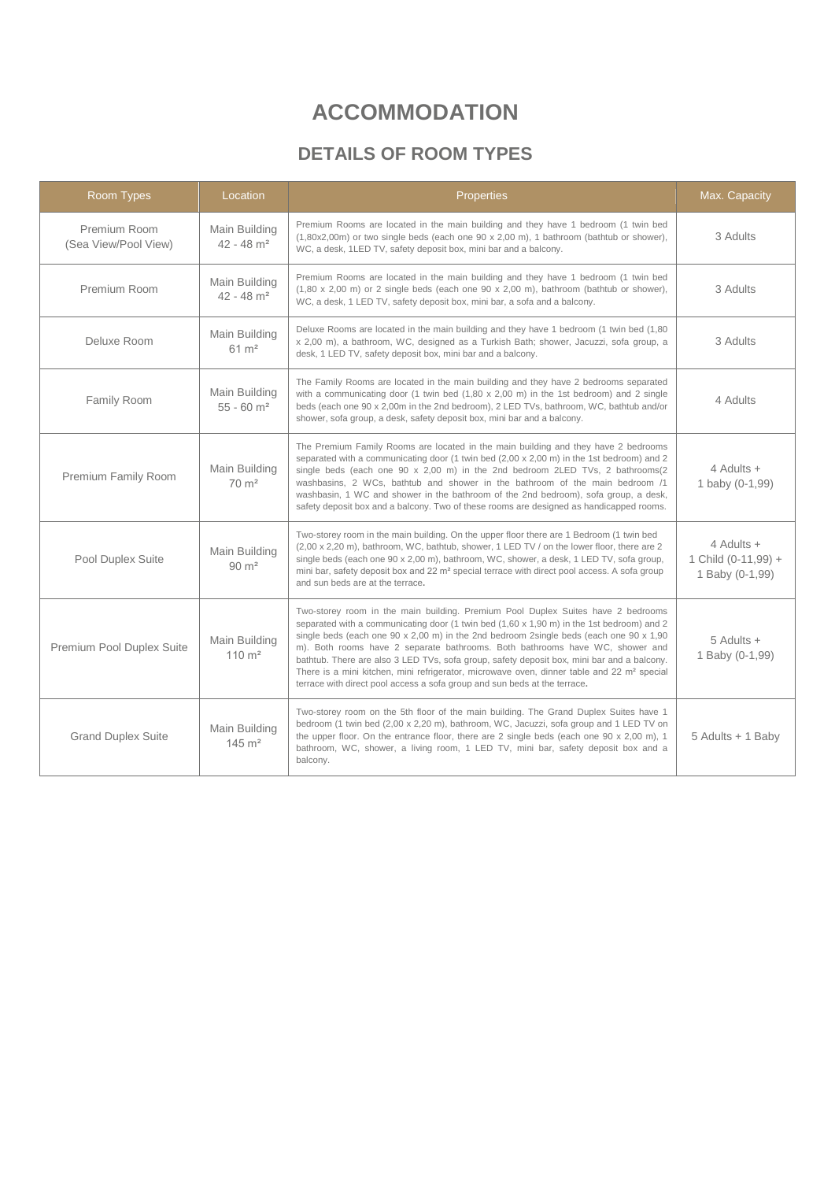# ACCOMMODATION

## DETAILS OF ROOM TYPES

| Room Types | Location | Properties | Max. Capacity |
|---|---|---|---|
| Premium Room (Sea View/Pool View) | Main Building 42 - 48 m² | Premium Rooms are located in the main building and they have 1 bedroom (1 twin bed (1,80x2,00m) or two single beds (each one 90 x 2,00 m), 1 bathroom (bathtub or shower), WC, a desk, 1LED TV, safety deposit box, mini bar and a balcony. | 3 Adults |
| Premium Room | Main Building 42 - 48 m² | Premium Rooms are located in the main building and they have 1 bedroom (1 twin bed (1,80 x 2,00 m) or 2 single beds (each one 90 x 2,00 m), bathroom (bathtub or shower), WC, a desk, 1 LED TV, safety deposit box, mini bar, a sofa and a balcony. | 3 Adults |
| Deluxe Room | Main Building 61 m² | Deluxe Rooms are located in the main building and they have 1 bedroom (1 twin bed (1,80 x 2,00 m), a bathroom, WC, designed as a Turkish Bath; shower, Jacuzzi, sofa group, a desk, 1 LED TV, safety deposit box, mini bar and a balcony. | 3 Adults |
| Family Room | Main Building 55 - 60 m² | The Family Rooms are located in the main building and they have 2 bedrooms separated with a communicating door (1 twin bed (1,80 x 2,00 m) in the 1st bedroom) and 2 single beds (each one 90 x 2,00m in the 2nd bedroom), 2 LED TVs, bathroom, WC, bathtub and/or shower, sofa group, a desk, safety deposit box, mini bar and a balcony. | 4 Adults |
| Premium Family Room | Main Building 70 m² | The Premium Family Rooms are located in the main building and they have 2 bedrooms separated with a communicating door (1 twin bed (2,00 x 2,00 m) in the 1st bedroom) and 2 single beds (each one 90 x 2,00 m) in the 2nd bedroom 2LED TVs, 2 bathrooms(2 washbasins, 2 WCs, bathtub and shower in the bathroom of the main bedroom /1 washbasin, 1 WC and shower in the bathroom of the 2nd bedroom), sofa group, a desk, safety deposit box and a balcony. Two of these rooms are designed as handicapped rooms. | 4 Adults + 1 baby (0-1,99) |
| Pool Duplex Suite | Main Building 90 m² | Two-storey room in the main building. On the upper floor there are 1 Bedroom (1 twin bed (2,00 x 2,20 m), bathroom, WC, bathtub, shower, 1 LED TV / on the lower floor, there are 2 single beds (each one 90 x 2,00 m), bathroom, WC, shower, a desk, 1 LED TV, sofa group, mini bar, safety deposit box and 22 m² special terrace with direct pool access. A sofa group and sun beds are at the terrace. | 4 Adults + 1 Child (0-11,99) + 1 Baby (0-1,99) |
| Premium Pool Duplex Suite | Main Building 110 m² | Two-storey room in the main building. Premium Pool Duplex Suites have 2 bedrooms separated with a communicating door (1 twin bed (1,60 x 1,90 m) in the 1st bedroom) and 2 single beds (each one 90 x 2,00 m) in the 2nd bedroom 2single beds (each one 90 x 1,90 m). Both rooms have 2 separate bathrooms. Both bathrooms have WC, shower and bathtub. There are also 3 LED TVs, sofa group, safety deposit box, mini bar and a balcony. There is a mini kitchen, mini refrigerator, microwave oven, dinner table and 22 m² special terrace with direct pool access a sofa group and sun beds at the terrace. | 5 Adults + 1 Baby (0-1,99) |
| Grand Duplex Suite | Main Building 145 m² | Two-storey room on the 5th floor of the main building. The Grand Duplex Suites have 1 bedroom (1 twin bed (2,00 x 2,20 m), bathroom, WC, Jacuzzi, sofa group and 1 LED TV on the upper floor. On the entrance floor, there are 2 single beds (each one 90 x 2,00 m), 1 bathroom, WC, shower, a living room, 1 LED TV, mini bar, safety deposit box and a balcony. | 5 Adults + 1 Baby |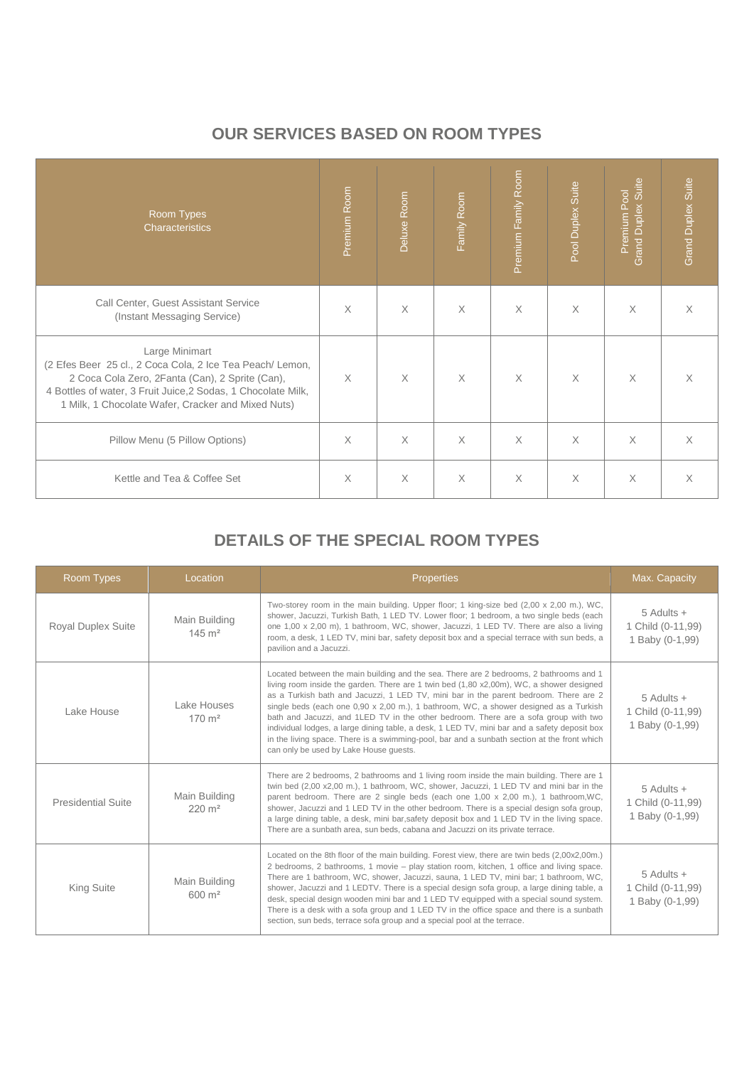## OUR SERVICES BASED ON ROOM TYPES

| Room Types Characteristics | Premium Room | Deluxe Room | Family Room | Premium Family Room | Pool Duplex Suite | Premium Pool Grand Duplex Suite | Grand Duplex Suite |
|---|---|---|---|---|---|---|---|
| Call Center, Guest Assistant Service (Instant Messaging Service) | X | X | X | X | X | X | X |
| Large Minimart (2 Efes Beer 25 cl., 2 Coca Cola, 2 Ice Tea Peach/ Lemon, 2 Coca Cola Zero, 2Fanta (Can), 2 Sprite (Can), 4 Bottles of water, 3 Fruit Juice,2 Sodas, 1 Chocolate Milk, 1 Milk, 1 Chocolate Wafer, Cracker and Mixed Nuts) | X | X | X | X | X | X | X |
| Pillow Menu (5 Pillow Options) | X | X | X | X | X | X | X |
| Kettle and Tea & Coffee Set | X | X | X | X | X | X | X |

## DETAILS OF THE SPECIAL ROOM TYPES

| Room Types | Location | Properties | Max. Capacity |
|---|---|---|---|
| Royal Duplex Suite | Main Building 145 m² | Two-storey room in the main building. Upper floor; 1 king-size bed (2,00 x 2,00 m.), WC, shower, Jacuzzi, Turkish Bath, 1 LED TV. Lower floor; 1 bedroom, a two single beds (each one 1,00 x 2,00 m), 1 bathroom, WC, shower, Jacuzzi, 1 LED TV. There are also a living room, a desk, 1 LED TV, mini bar, safety deposit box and a special terrace with sun beds, a pavilion and a Jacuzzi. | 5 Adults + 1 Child (0-11,99) 1 Baby (0-1,99) |
| Lake House | Lake Houses 170 m² | Located between the main building and the sea. There are 2 bedrooms, 2 bathrooms and 1 living room inside the garden. There are 1 twin bed (1,80 x2,00m), WC, a shower designed as a Turkish bath and Jacuzzi, 1 LED TV, mini bar in the parent bedroom. There are 2 single beds (each one 0,90 x 2,00 m.), 1 bathroom, WC, a shower designed as a Turkish bath and Jacuzzi, and 1LED TV in the other bedroom. There are a sofa group with two individual lodges, a large dining table, a desk, 1 LED TV, mini bar and a safety deposit box in the living space. There is a swimming-pool, bar and a sunbath section at the front which can only be used by Lake House guests. | 5 Adults + 1 Child (0-11,99) 1 Baby (0-1,99) |
| Presidential Suite | Main Building 220 m² | There are 2 bedrooms, 2 bathrooms and 1 living room inside the main building. There are 1 twin bed (2,00 x2,00 m.), 1 bathroom, WC, shower, Jacuzzi, 1 LED TV and mini bar in the parent bedroom. There are 2 single beds (each one 1,00 x 2,00 m.), 1 bathroom,WC, shower, Jacuzzi and 1 LED TV in the other bedroom. There is a special design sofa group, a large dining table, a desk, mini bar,safety deposit box and 1 LED TV in the living space. There are a sunbath area, sun beds, cabana and Jacuzzi on its private terrace. | 5 Adults + 1 Child (0-11,99) 1 Baby (0-1,99) |
| King Suite | Main Building 600 m² | Located on the 8th floor of the main building. Forest view, there are twin beds (2,00x2,00m.) 2 bedrooms, 2 bathrooms, 1 movie – play station room, kitchen, 1 office and living space. There are 1 bathroom, WC, shower, Jacuzzi, sauna, 1 LED TV, mini bar; 1 bathroom, WC, shower, Jacuzzi and 1 LEDTV. There is a special design sofa group, a large dining table, a desk, special design wooden mini bar and 1 LED TV equipped with a special sound system. There is a desk with a sofa group and 1 LED TV in the office space and there is a sunbath section, sun beds, terrace sofa group and a special pool at the terrace. | 5 Adults + 1 Child (0-11,99) 1 Baby (0-1,99) |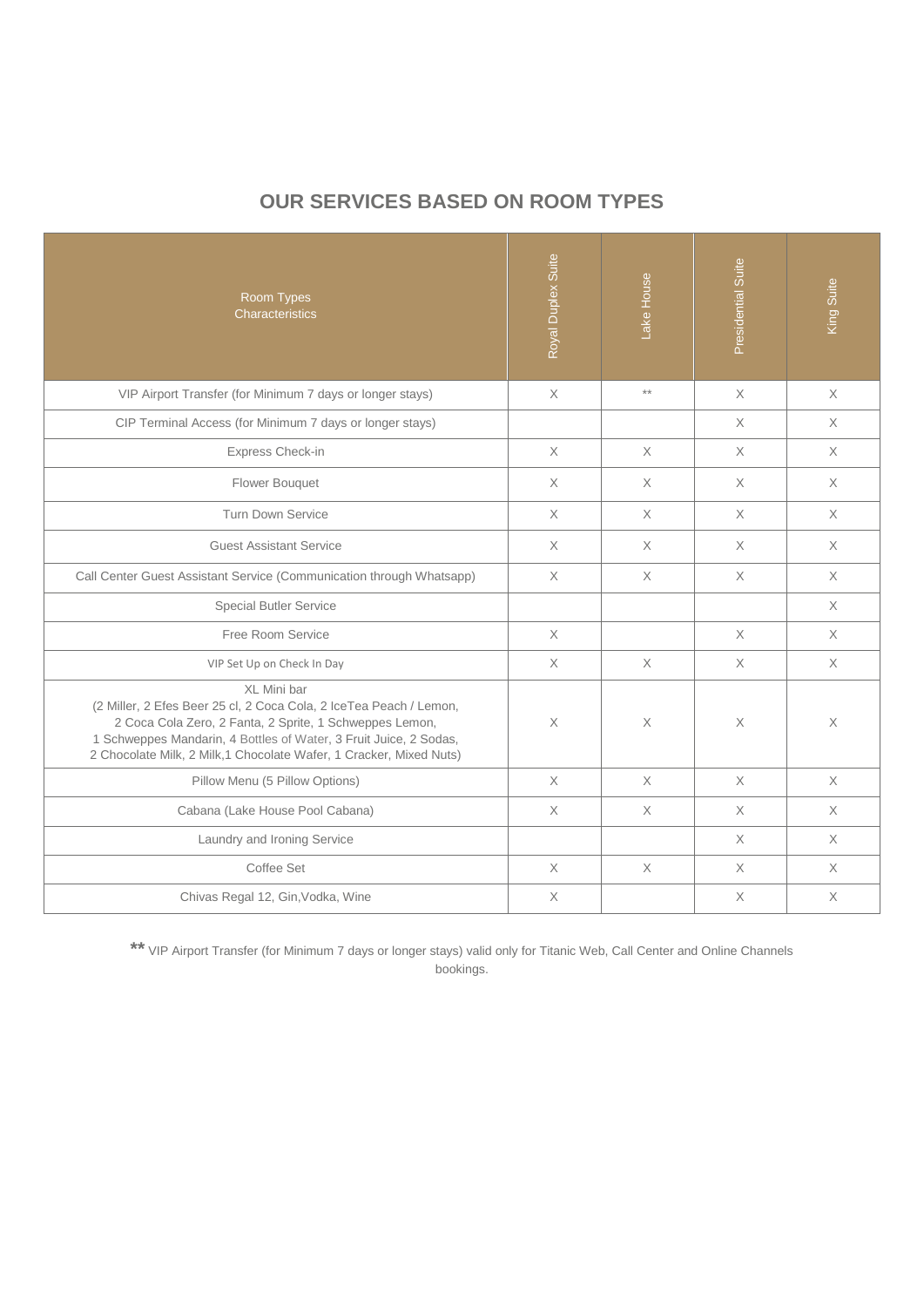## OUR SERVICES BASED ON ROOM TYPES

| Room Types Characteristics | Royal Duplex Suite | Lake House | Presidential Suite | King Suite |
|---|---|---|---|---|
| VIP Airport Transfer (for Minimum 7 days or longer stays) | X | ** | X | X |
| CIP Terminal Access (for Minimum 7 days or longer stays) | | | X | X |
| Express Check-in | X | X | X | X |
| Flower Bouquet | X | X | X | X |
| Turn Down Service | X | X | X | X |
| Guest Assistant Service | X | X | X | X |
| Call Center Guest Assistant Service (Communication through Whatsapp) | X | X | X | X |
| Special Butler Service | | | | X |
| Free Room Service | X | | X | X |
| VIP Set Up on Check In Day | X | X | X | X |
| XL Mini bar (2 Miller, 2 Efes Beer 25 cl, 2 Coca Cola, 2 IceTea Peach / Lemon, 2 Coca Cola Zero, 2 Fanta, 2 Sprite, 1 Schweppes Lemon, 1 Schweppes Mandarin, 4 Bottles of Water, 3 Fruit Juice, 2 Sodas, 2 Chocolate Milk, 2 Milk,1 Chocolate Wafer, 1 Cracker, Mixed Nuts) | X | X | X | X |
| Pillow Menu (5 Pillow Options) | X | X | X | X |
| Cabana (Lake House Pool Cabana) | X | X | X | X |
| Laundry and Ironing Service | | | X | X |
| Coffee Set | X | X | X | X |
| Chivas Regal 12, Gin,Vodka, Wine | X | | X | X |

** VIP Airport Transfer (for Minimum 7 days or longer stays) valid only for Titanic Web, Call Center and Online Channels bookings.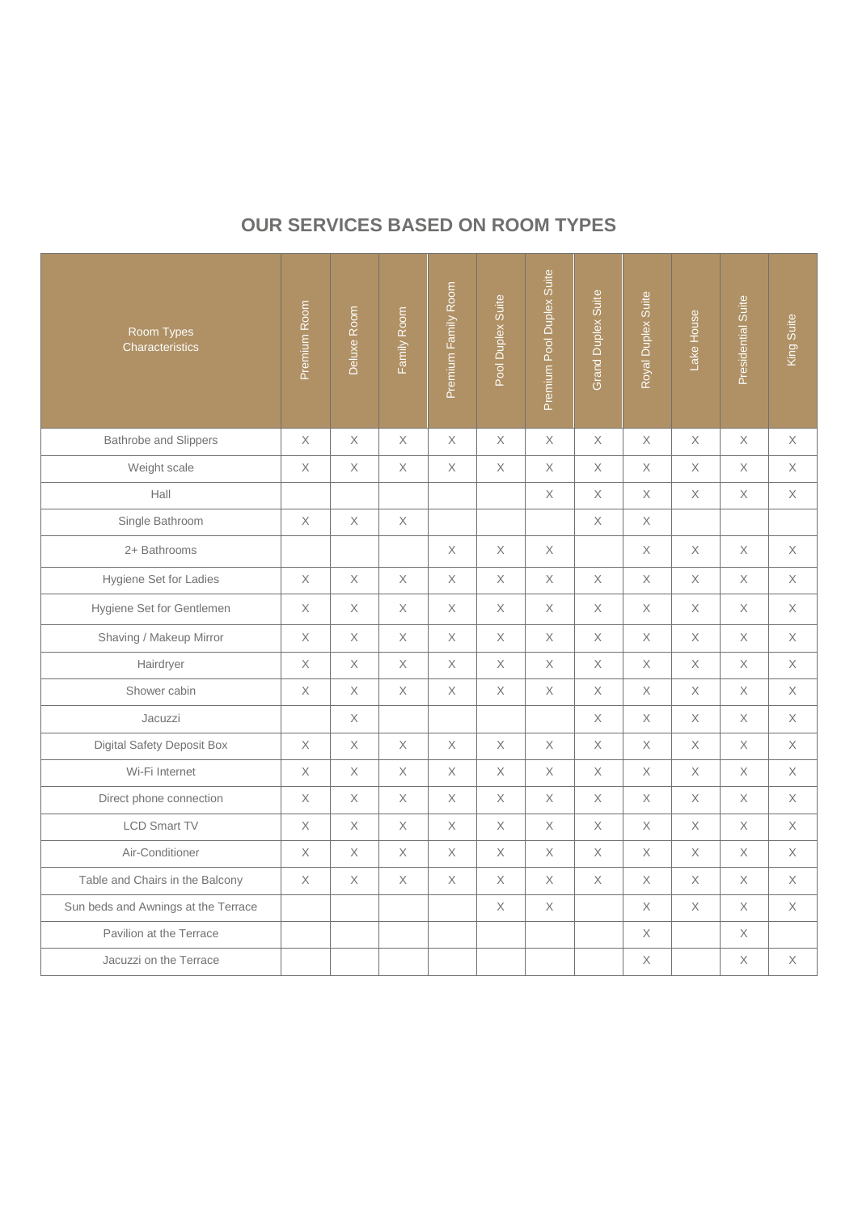## OUR SERVICES BASED ON ROOM TYPES

| Room Types Characteristics | Premium Room | Deluxe Room | Family Room | Premium Family Room | Pool Duplex Suite | Premium Pool Duplex Suite | Grand Duplex Suite | Royal Duplex Suite | Lake House | Presidential Suite | King Suite |
|---|---|---|---|---|---|---|---|---|---|---|---|
| Bathrobe and Slippers | X | X | X | X | X | X | X | X | X | X | X |
| Weight scale | X | X | X | X | X | X | X | X | X | X | X |
| Hall | | | | | | X | X | X | X | X | X |
| Single Bathroom | X | X | X | | | | X | X | | | |
| 2+ Bathrooms | | | | X | X | X | | X | X | X | X |
| Hygiene Set for Ladies | X | X | X | X | X | X | X | X | X | X | X |
| Hygiene Set for Gentlemen | X | X | X | X | X | X | X | X | X | X | X |
| Shaving / Makeup Mirror | X | X | X | X | X | X | X | X | X | X | X |
| Hairdryer | X | X | X | X | X | X | X | X | X | X | X |
| Shower cabin | X | X | X | X | X | X | X | X | X | X | X |
| Jacuzzi | | X | | | | | X | X | X | X | X |
| Digital Safety Deposit Box | X | X | X | X | X | X | X | X | X | X | X |
| Wi-Fi Internet | X | X | X | X | X | X | X | X | X | X | X |
| Direct phone connection | X | X | X | X | X | X | X | X | X | X | X |
| LCD Smart TV | X | X | X | X | X | X | X | X | X | X | X |
| Air-Conditioner | X | X | X | X | X | X | X | X | X | X | X |
| Table and Chairs in the Balcony | X | X | X | X | X | X | X | X | X | X | X |
| Sun beds and Awnings at the Terrace | | | | | X | X | | X | X | X | X |
| Pavilion at the Terrace | | | | | | | | X | | X | |
| Jacuzzi on the Terrace | | | | | | | | X | | X | X |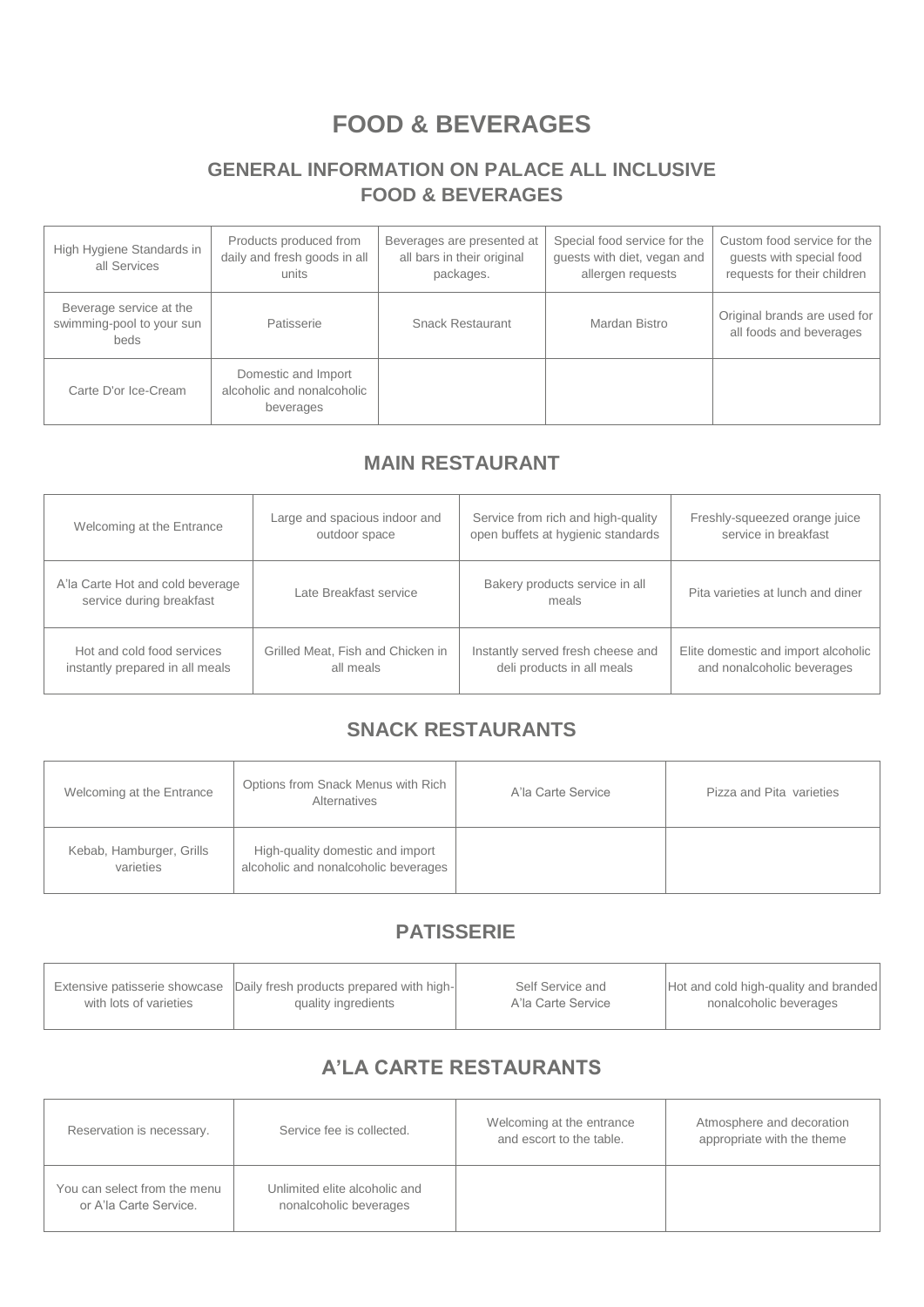# FOOD & BEVERAGES

## GENERAL INFORMATION ON PALACE ALL INCLUSIVE FOOD & BEVERAGES

| | | | | |
|---|---|---|---|---|
| High Hygiene Standards in all Services | Products produced from daily and fresh goods in all units | Beverages are presented at all bars in their original packages. | Special food service for the guests with diet, vegan and allergen requests | Custom food service for the guests with special food requests for their children |
| Beverage service at the swimming-pool to your sun beds | Patisserie | Snack Restaurant | Mardan Bistro | Original brands are used for all foods and beverages |
| Carte D'or Ice-Cream | Domestic and Import alcoholic and nonalcoholic beverages | | | |

## MAIN RESTAURANT

| | | | |
|---|---|---|---|
| Welcoming at the Entrance | Large and spacious indoor and outdoor space | Service from rich and high-quality open buffets at hygienic standards | Freshly-squeezed orange juice service in breakfast |
| A'la Carte Hot and cold beverage service during breakfast | Late Breakfast service | Bakery products service in all meals | Pita varieties at lunch and diner |
| Hot and cold food services instantly prepared in all meals | Grilled Meat, Fish and Chicken in all meals | Instantly served fresh cheese and deli products in all meals | Elite domestic and import alcoholic and nonalcoholic beverages |

## SNACK RESTAURANTS

| | | | |
|---|---|---|---|
| Welcoming at the Entrance | Options from Snack Menus with Rich Alternatives | A'la Carte Service | Pizza and Pita varieties |
| Kebab, Hamburger, Grills varieties | High-quality domestic and import alcoholic and nonalcoholic beverages | | |

## PATISSERIE

| | | | |
|---|---|---|---|
| Extensive patisserie showcase with lots of varieties | Daily fresh products prepared with high-quality ingredients | Self Service and A'la Carte Service | Hot and cold high-quality and branded nonalcoholic beverages |

## A'LA CARTE RESTAURANTS

| | | | |
|---|---|---|---|
| Reservation is necessary. | Service fee is collected. | Welcoming at the entrance and escort to the table. | Atmosphere and decoration appropriate with the theme |
| You can select from the menu or A'la Carte Service. | Unlimited elite alcoholic and nonalcoholic beverages | | |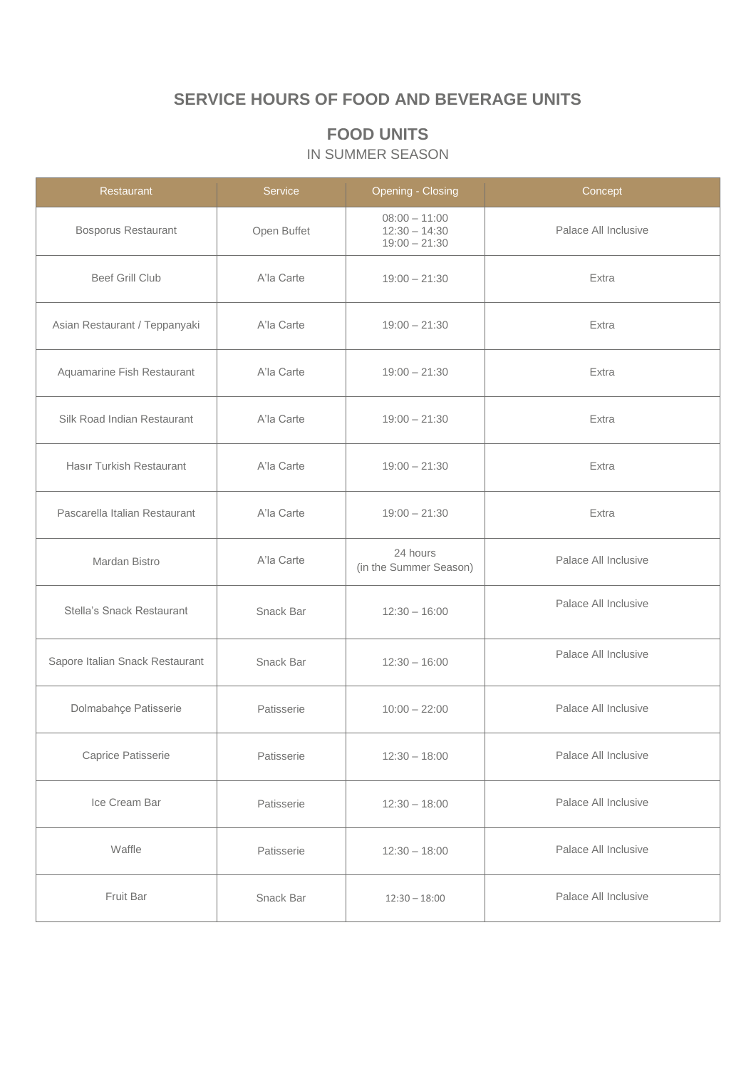# SERVICE HOURS OF FOOD AND BEVERAGE UNITS

## FOOD UNITS

IN SUMMER SEASON

| Restaurant | Service | Opening - Closing | Concept |
|---|---|---|---|
| Bosporus Restaurant | Open Buffet | 08:00 – 11:00<br>12:30 – 14:30<br>19:00 – 21:30 | Palace All Inclusive |
| Beef Grill Club | A'la Carte | 19:00 – 21:30 | Extra |
| Asian Restaurant / Teppanyaki | A'la Carte | 19:00 – 21:30 | Extra |
| Aquamarine Fish Restaurant | A'la Carte | 19:00 – 21:30 | Extra |
| Silk Road Indian Restaurant | A'la Carte | 19:00 – 21:30 | Extra |
| Hasır Turkish Restaurant | A'la Carte | 19:00 – 21:30 | Extra |
| Pascarella Italian Restaurant | A'la Carte | 19:00 – 21:30 | Extra |
| Mardan Bistro | A'la Carte | 24 hours<br>(in the Summer Season) | Palace All Inclusive |
| Stella's Snack Restaurant | Snack Bar | 12:30 – 16:00 | Palace All Inclusive |
| Sapore Italian Snack Restaurant | Snack Bar | 12:30 – 16:00 | Palace All Inclusive |
| Dolmabahçe Patisserie | Patisserie | 10:00 – 22:00 | Palace All Inclusive |
| Caprice Patisserie | Patisserie | 12:30 – 18:00 | Palace All Inclusive |
| Ice Cream Bar | Patisserie | 12:30 – 18:00 | Palace All Inclusive |
| Waffle | Patisserie | 12:30 – 18:00 | Palace All Inclusive |
| Fruit Bar | Snack Bar | 12:30 – 18:00 | Palace All Inclusive |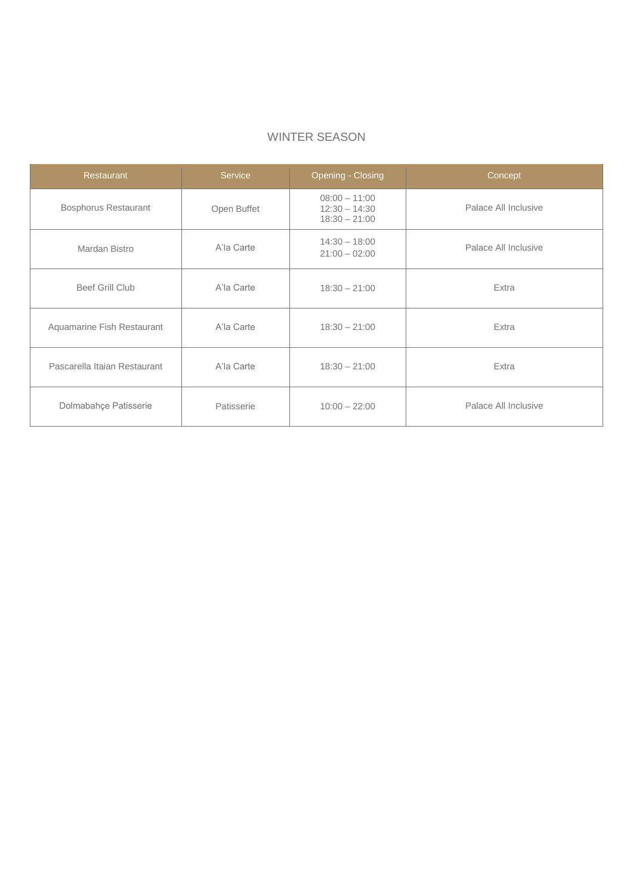## WINTER SEASON

| Restaurant | Service | Opening - Closing | Concept |
|---|---|---|---|
| Bosphorus Restaurant | Open Buffet | 08:00 – 11:00<br>12:30 – 14:30<br>18:30 – 21:00 | Palace All Inclusive |
| Mardan Bistro | A'la Carte | 14:30 – 18:00<br>21:00 – 02:00 | Palace All Inclusive |
| Beef Grill Club | A'la Carte | 18:30 – 21:00 | Extra |
| Aquamarine Fish Restaurant | A'la Carte | 18:30 – 21:00 | Extra |
| Pascarella Itaian Restaurant | A'la Carte | 18:30 – 21:00 | Extra |
| Dolmabahçe Patisserie | Patisserie | 10:00 – 22:00 | Palace All Inclusive |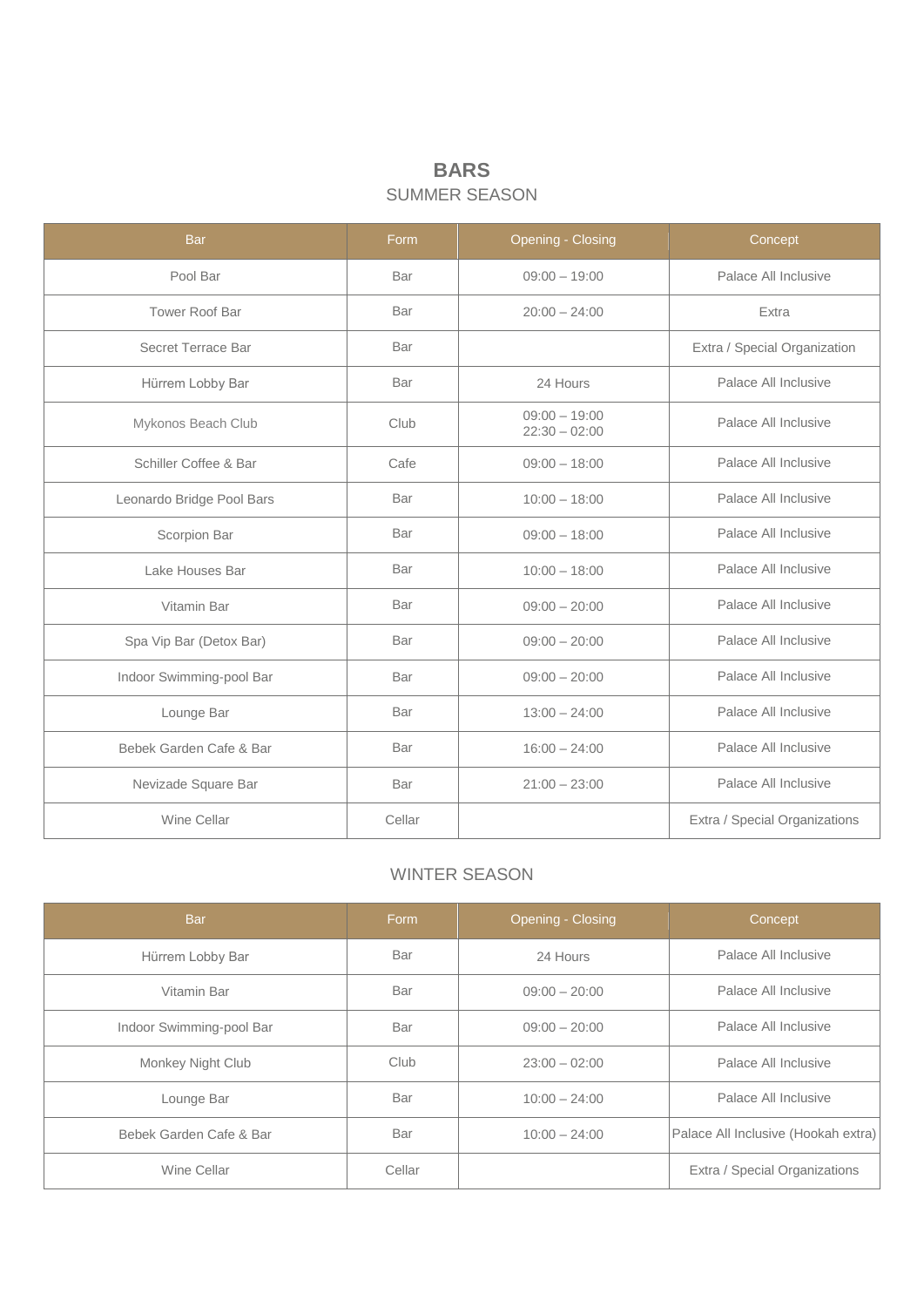# BARS

## SUMMER SEASON

| Bar | Form | Opening - Closing | Concept |
| --- | --- | --- | --- |
| Pool Bar | Bar | 09:00 – 19:00 | Palace All Inclusive |
| Tower Roof Bar | Bar | 20:00 – 24:00 | Extra |
| Secret Terrace Bar | Bar | | Extra / Special Organization |
| Hürrem Lobby Bar | Bar | 24 Hours | Palace All Inclusive |
| Mykonos Beach Club | Club | 09:00 – 19:00<br>22:30 – 02:00 | Palace All Inclusive |
| Schiller Coffee & Bar | Cafe | 09:00 – 18:00 | Palace All Inclusive |
| Leonardo Bridge Pool Bars | Bar | 10:00 – 18:00 | Palace All Inclusive |
| Scorpion Bar | Bar | 09:00 – 18:00 | Palace All Inclusive |
| Lake Houses Bar | Bar | 10:00 – 18:00 | Palace All Inclusive |
| Vitamin Bar | Bar | 09:00 – 20:00 | Palace All Inclusive |
| Spa Vip Bar (Detox Bar) | Bar | 09:00 – 20:00 | Palace All Inclusive |
| Indoor Swimming-pool Bar | Bar | 09:00 – 20:00 | Palace All Inclusive |
| Lounge Bar | Bar | 13:00 – 24:00 | Palace All Inclusive |
| Bebek Garden Cafe & Bar | Bar | 16:00 – 24:00 | Palace All Inclusive |
| Nevizade Square Bar | Bar | 21:00 – 23:00 | Palace All Inclusive |
| Wine Cellar | Cellar | | Extra / Special Organizations |

## WINTER SEASON

| Bar | Form | Opening - Closing | Concept |
| --- | --- | --- | --- |
| Hürrem Lobby Bar | Bar | 24 Hours | Palace All Inclusive |
| Vitamin Bar | Bar | 09:00 – 20:00 | Palace All Inclusive |
| Indoor Swimming-pool Bar | Bar | 09:00 – 20:00 | Palace All Inclusive |
| Monkey Night Club | Club | 23:00 – 02:00 | Palace All Inclusive |
| Lounge Bar | Bar | 10:00 – 24:00 | Palace All Inclusive |
| Bebek Garden Cafe & Bar | Bar | 10:00 – 24:00 | Palace All Inclusive (Hookah extra) |
| Wine Cellar | Cellar | | Extra / Special Organizations |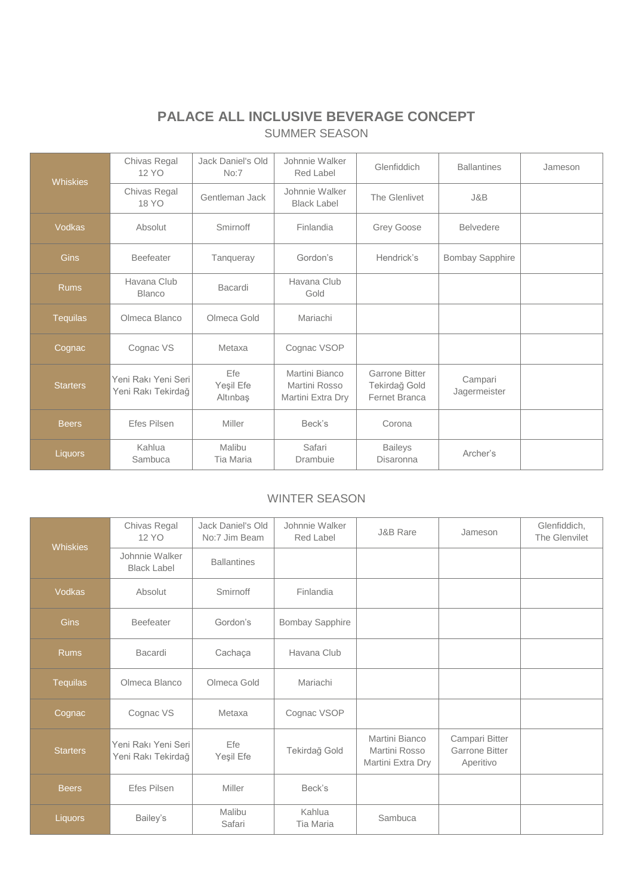# PALACE ALL INCLUSIVE BEVERAGE CONCEPT

## SUMMER SEASON

| | | | | | | |
|---|---|---|---|---|---|---|
| Whiskies | Chivas Regal 12 YO | Jack Daniel's Old No:7 | Johnnie Walker Red Label | Glenfiddich | Ballantines | Jameson |
| | Chivas Regal 18 YO | Gentleman Jack | Johnnie Walker Black Label | The Glenlivet | J&B | |
| Vodkas | Absolut | Smirnoff | Finlandia | Grey Goose | Belvedere | |
| Gins | Beefeater | Tanqueray | Gordon's | Hendrick's | Bombay Sapphire | |
| Rums | Havana Club Blanco | Bacardi | Havana Club Gold | | | |
| Tequilas | Olmeca Blanco | Olmeca Gold | Mariachi | | | |
| Cognac | Cognac VS | Metaxa | Cognac VSOP | | | |
| Starters | Yeni Rakı Yeni Seri<br>Yeni Rakı Tekirdağ | Efe<br>Yeşil Efe<br>Altınbaş | Martini Bianco<br>Martini Rosso<br>Martini Extra Dry | Garrone Bitter<br>Tekirdağ Gold<br>Fernet Branca | Campari<br>Jagermeister | |
| Beers | Efes Pilsen | Miller | Beck's | Corona | | |
| Liquors | Kahlua<br>Sambuca | Malibu<br>Tia Maria | Safari<br>Drambuie | Baileys<br>Disaronna | Archer's | |

## WINTER SEASON

| | | | | | | |
|---|---|---|---|---|---|---|
| Whiskies | Chivas Regal 12 YO | Jack Daniel's Old No:7 Jim Beam | Johnnie Walker Red Label | J&B Rare | Jameson | Glenfiddich, The Glenvilet |
| | Johnnie Walker Black Label | Ballantines | | | | |
| Vodkas | Absolut | Smirnoff | Finlandia | | | |
| Gins | Beefeater | Gordon's | Bombay Sapphire | | | |
| Rums | Bacardi | Cachaça | Havana Club | | | |
| Tequilas | Olmeca Blanco | Olmeca Gold | Mariachi | | | |
| Cognac | Cognac VS | Metaxa | Cognac VSOP | | | |
| Starters | Yeni Rakı Yeni Seri<br>Yeni Rakı Tekirdağ | Efe<br>Yeşil Efe | Tekirdağ Gold | Martini Bianco<br>Martini Rosso<br>Martini Extra Dry | Campari Bitter<br>Garrone Bitter<br>Aperitivo | |
| Beers | Efes Pilsen | Miller | Beck's | | | |
| Liquors | Bailey's | Malibu<br>Safari | Kahlua<br>Tia Maria | Sambuca | | |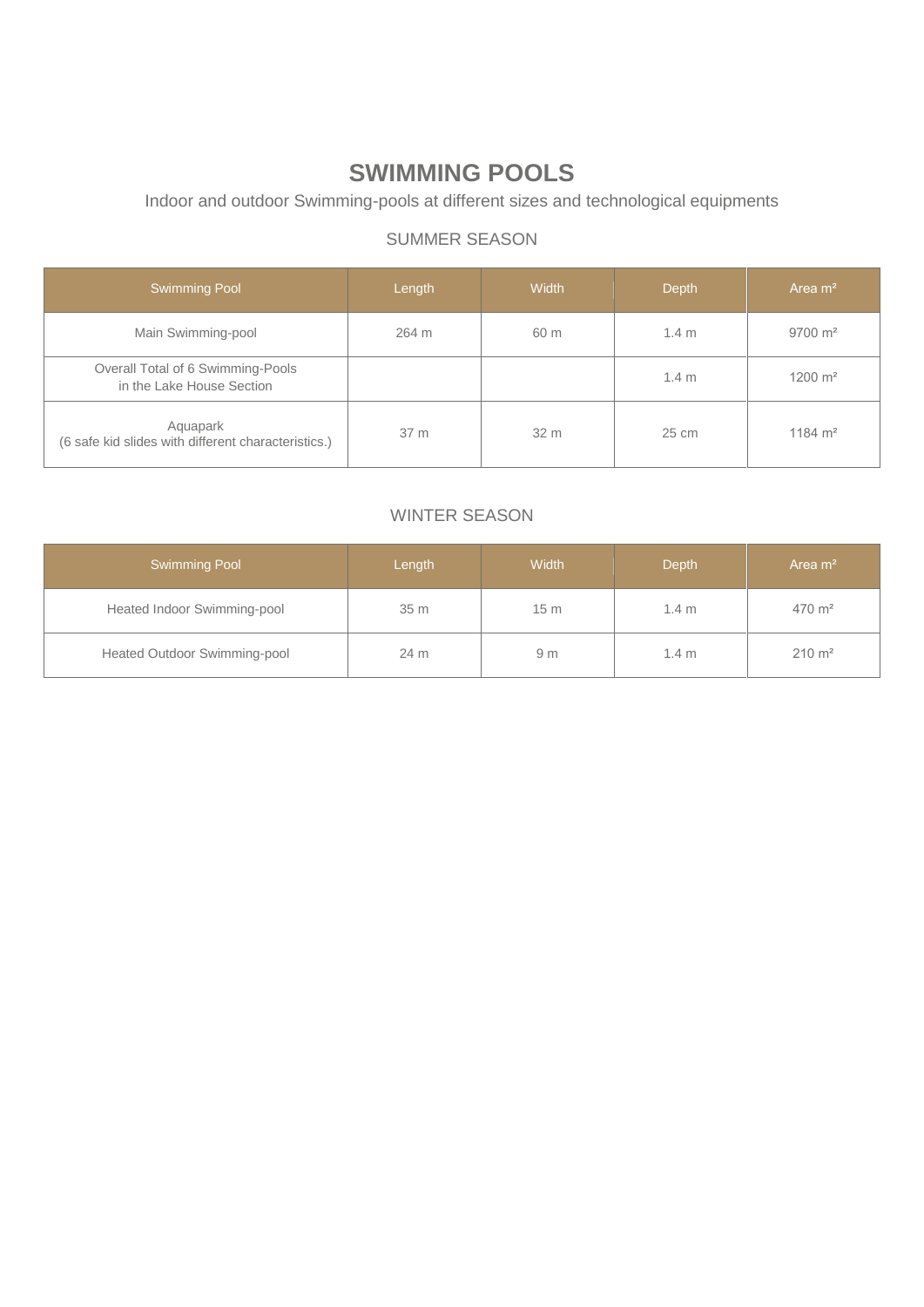# SWIMMING POOLS

Indoor and outdoor Swimming-pools at different sizes and technological equipments

## SUMMER SEASON

| Swimming Pool | Length | Width | Depth | Area m² |
| --- | --- | --- | --- | --- |
| Main Swimming-pool | 264 m | 60 m | 1.4 m | 9700 m² |
| Overall Total of 6 Swimming-Pools in the Lake House Section | | | 1.4 m | 1200 m² |
| Aquapark (6 safe kid slides with different characteristics.) | 37 m | 32 m | 25 cm | 1184 m² |

## WINTER SEASON

| Swimming Pool | Length | Width | Depth | Area m² |
| --- | --- | --- | --- | --- |
| Heated Indoor Swimming-pool | 35 m | 15 m | 1.4 m | 470 m² |
| Heated Outdoor Swimming-pool | 24 m | 9 m | 1.4 m | 210 m² |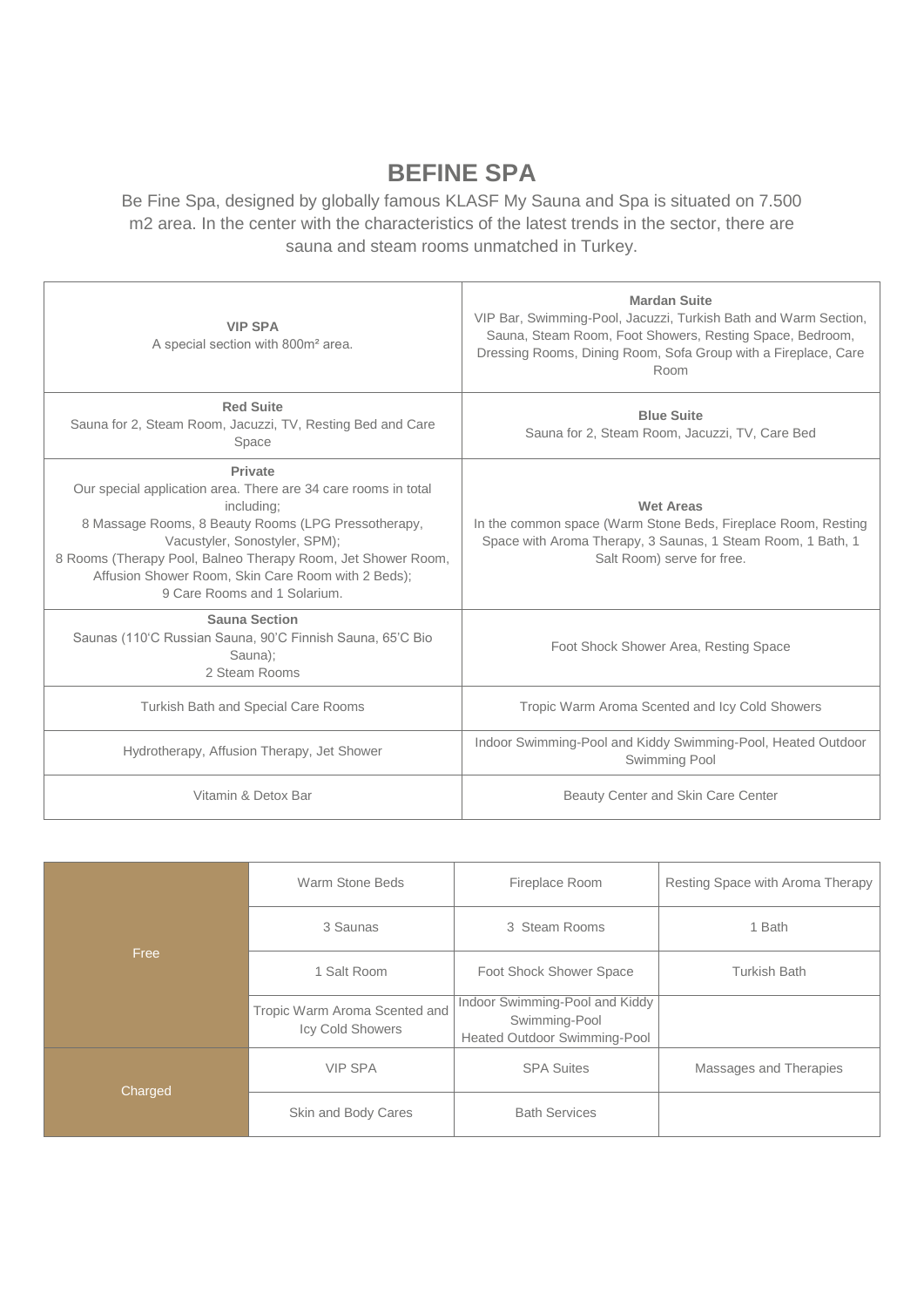# BEFINE SPA

Be Fine Spa, designed by globally famous KLASF My Sauna and Spa is situated on 7.500 m2 area. In the center with the characteristics of the latest trends in the sector, there are sauna and steam rooms unmatched in Turkey.

| | |
|---|---|
| **VIP SPA**<br>A special section with 800m² area. | **Mardan Suite**<br>VIP Bar, Swimming-Pool, Jacuzzi, Turkish Bath and Warm Section, Sauna, Steam Room, Foot Showers, Resting Space, Bedroom, Dressing Rooms, Dining Room, Sofa Group with a Fireplace, Care Room |
| **Red Suite**<br>Sauna for 2, Steam Room, Jacuzzi, TV, Resting Bed and Care Space | **Blue Suite**<br>Sauna for 2, Steam Room, Jacuzzi, TV, Care Bed |
| **Private**<br>Our special application area. There are 34 care rooms in total including;<br>8 Massage Rooms, 8 Beauty Rooms (LPG Pressotherapy, Vacustyler, Sonostyler, SPM);<br>8 Rooms (Therapy Pool, Balneo Therapy Room, Jet Shower Room, Affusion Shower Room, Skin Care Room with 2 Beds);<br>9 Care Rooms and 1 Solarium. | **Wet Areas**<br>In the common space (Warm Stone Beds, Fireplace Room, Resting Space with Aroma Therapy, 3 Saunas, 1 Steam Room, 1 Bath, 1 Salt Room) serve for free. |
| **Sauna Section**<br>Saunas (110'C Russian Sauna, 90'C Finnish Sauna, 65'C Bio Sauna);<br>2 Steam Rooms | Foot Shock Shower Area, Resting Space |
| Turkish Bath and Special Care Rooms | Tropic Warm Aroma Scented and Icy Cold Showers |
| Hydrotherapy, Affusion Therapy, Jet Shower | Indoor Swimming-Pool and Kiddy Swimming-Pool, Heated Outdoor Swimming Pool |
| Vitamin & Detox Bar | Beauty Center and Skin Care Center |

| | | | |
|---|---|---|---|
| Free | Warm Stone Beds | Fireplace Room | Resting Space with Aroma Therapy |
| | 3 Saunas | 3 Steam Rooms | 1 Bath |
| | 1 Salt Room | Foot Shock Shower Space | Turkish Bath |
| | Tropic Warm Aroma Scented and Icy Cold Showers | Indoor Swimming-Pool and Kiddy Swimming-Pool<br>Heated Outdoor Swimming-Pool | |
| Charged | VIP SPA | SPA Suites | Massages and Therapies |
| | Skin and Body Cares | Bath Services | |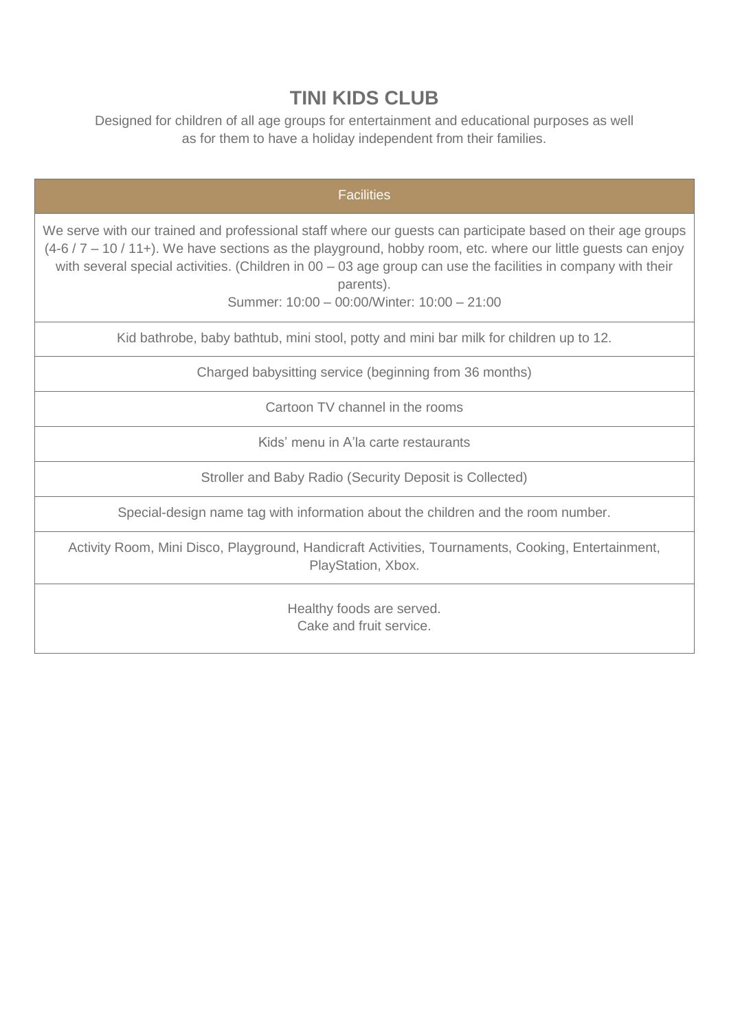# TINI KIDS CLUB

Designed for children of all age groups for entertainment and educational purposes as well as for them to have a holiday independent from their families.

| Facilities |
| --- |
| We serve with our trained and professional staff where our guests can participate based on their age groups (4-6 / 7 – 10 / 11+). We have sections as the playground, hobby room, etc. where our little guests can enjoy with several special activities. (Children in 00 – 03 age group can use the facilities in company with their parents).<br>Summer: 10:00 – 00:00/Winter: 10:00 – 21:00 |
| Kid bathrobe, baby bathtub, mini stool, potty and mini bar milk for children up to 12. |
| Charged babysitting service (beginning from 36 months) |
| Cartoon TV channel in the rooms |
| Kids' menu in A'la carte restaurants |
| Stroller and Baby Radio (Security Deposit is Collected) |
| Special-design name tag with information about the children and the room number. |
| Activity Room, Mini Disco, Playground, Handicraft Activities, Tournaments, Cooking, Entertainment, PlayStation, Xbox. |
| Healthy foods are served.<br>Cake and fruit service. |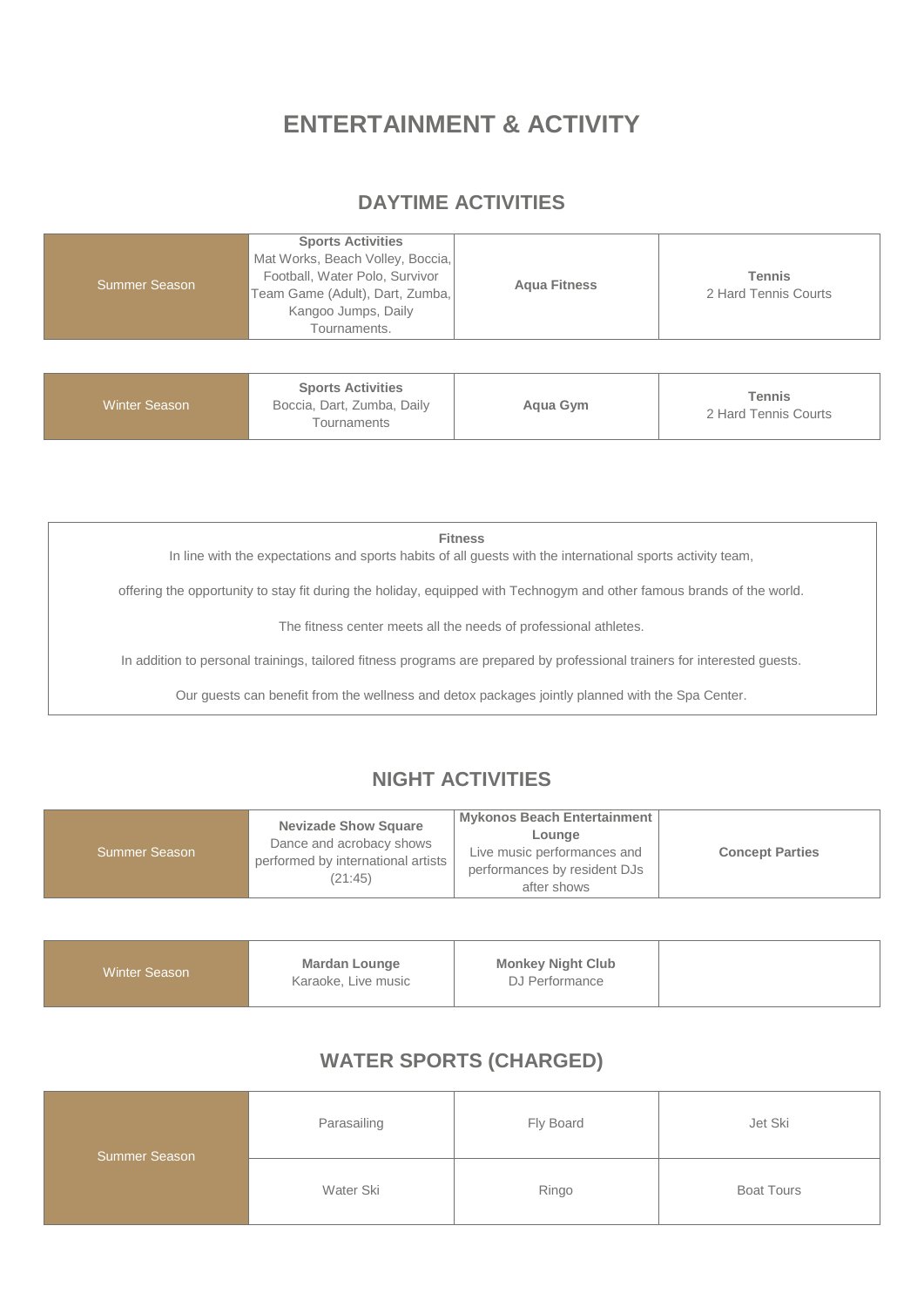# ENTERTAINMENT & ACTIVITY

## DAYTIME ACTIVITIES

| Summer Season | **Sports Activities** Mat Works, Beach Volley, Boccia, Football, Water Polo, Survivor Team Game (Adult), Dart, Zumba, Kangoo Jumps, Daily Tournaments. | **Aqua Fitness** | **Tennis** 2 Hard Tennis Courts |
|---|---|---|---|

| Winter Season | **Sports Activities** Boccia, Dart, Zumba, Daily Tournaments | **Aqua Gym** | **Tennis** 2 Hard Tennis Courts |
|---|---|---|---|

**Fitness**

In line with the expectations and sports habits of all guests with the international sports activity team,

offering the opportunity to stay fit during the holiday, equipped with Technogym and other famous brands of the world.

The fitness center meets all the needs of professional athletes.

In addition to personal trainings, tailored fitness programs are prepared by professional trainers for interested guests.

Our guests can benefit from the wellness and detox packages jointly planned with the Spa Center.

## NIGHT ACTIVITIES

| Summer Season | **Nevizade Show Square** Dance and acrobacy shows performed by international artists (21:45) | **Mykonos Beach Entertainment Lounge** Live music performances and performances by resident DJs after shows | **Concept Parties** |
|---|---|---|---|

| Winter Season | **Mardan Lounge** Karaoke, Live music | **Monkey Night Club** DJ Performance | |
|---|---|---|---|

## WATER SPORTS (CHARGED)

| Summer Season | Parasailing | Fly Board | Jet Ski |
|---|---|---|---|
| | Water Ski | Ringo | Boat Tours |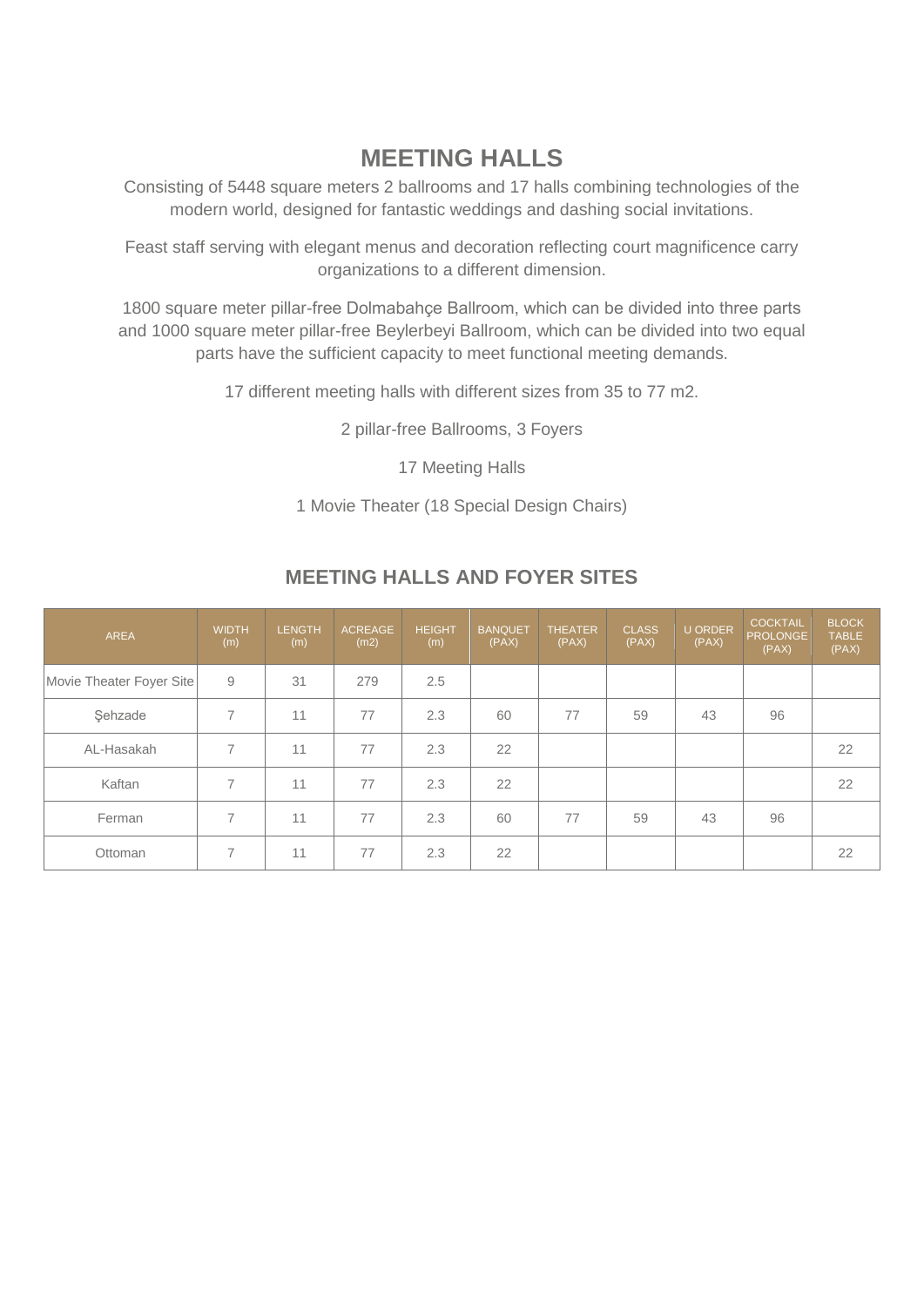# MEETING HALLS

Consisting of 5448 square meters 2 ballrooms and 17 halls combining technologies of the modern world, designed for fantastic weddings and dashing social invitations.

Feast staff serving with elegant menus and decoration reflecting court magnificence carry organizations to a different dimension.

1800 square meter pillar-free Dolmabahçe Ballroom, which can be divided into three parts and 1000 square meter pillar-free Beylerbeyi Ballroom, which can be divided into two equal parts have the sufficient capacity to meet functional meeting demands.

17 different meeting halls with different sizes from 35 to 77 m2.

2 pillar-free Ballrooms, 3 Foyers

17 Meeting Halls

1 Movie Theater (18 Special Design Chairs)

## MEETING HALLS AND FOYER SITES

| AREA | WIDTH (m) | LENGTH (m) | ACREAGE (m2) | HEIGHT (m) | BANQUET (PAX) | THEATER (PAX) | CLASS (PAX) | U ORDER (PAX) | COCKTAIL PROLONGE (PAX) | BLOCK TABLE (PAX) |
|---|---|---|---|---|---|---|---|---|---|---|
| Movie Theater Foyer Site | 9 | 31 | 279 | 2.5 | | | | | | |
| Şehzade | 7 | 11 | 77 | 2.3 | 60 | 77 | 59 | 43 | 96 | |
| AL-Hasakah | 7 | 11 | 77 | 2.3 | 22 | | | | | 22 |
| Kaftan | 7 | 11 | 77 | 2.3 | 22 | | | | | 22 |
| Ferman | 7 | 11 | 77 | 2.3 | 60 | 77 | 59 | 43 | 96 | |
| Ottoman | 7 | 11 | 77 | 2.3 | 22 | | | | | 22 |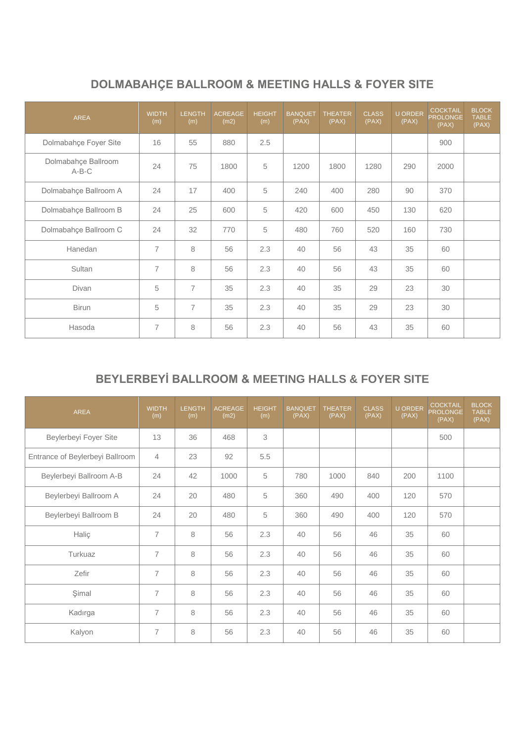## DOLMABAHÇE BALLROOM & MEETING HALLS & FOYER SITE

| AREA | WIDTH (m) | LENGTH (m) | ACREAGE (m2) | HEIGHT (m) | BANQUET (PAX) | THEATER (PAX) | CLASS (PAX) | U ORDER (PAX) | COCKTAIL PROLONGE (PAX) | BLOCK TABLE (PAX) |
|---|---|---|---|---|---|---|---|---|---|---|
| Dolmabahçe Foyer Site | 16 | 55 | 880 | 2.5 | | | | | 900 | |
| Dolmabahçe Ballroom A-B-C | 24 | 75 | 1800 | 5 | 1200 | 1800 | 1280 | 290 | 2000 | |
| Dolmabahçe Ballroom A | 24 | 17 | 400 | 5 | 240 | 400 | 280 | 90 | 370 | |
| Dolmabahçe Ballroom B | 24 | 25 | 600 | 5 | 420 | 600 | 450 | 130 | 620 | |
| Dolmabahçe Ballroom C | 24 | 32 | 770 | 5 | 480 | 760 | 520 | 160 | 730 | |
| Hanedan | 7 | 8 | 56 | 2.3 | 40 | 56 | 43 | 35 | 60 | |
| Sultan | 7 | 8 | 56 | 2.3 | 40 | 56 | 43 | 35 | 60 | |
| Divan | 5 | 7 | 35 | 2.3 | 40 | 35 | 29 | 23 | 30 | |
| Birun | 5 | 7 | 35 | 2.3 | 40 | 35 | 29 | 23 | 30 | |
| Hasoda | 7 | 8 | 56 | 2.3 | 40 | 56 | 43 | 35 | 60 | |

## BEYLERBEYİ BALLROOM & MEETING HALLS & FOYER SITE

| AREA | WIDTH (m) | LENGTH (m) | ACREAGE (m2) | HEIGHT (m) | BANQUET (PAX) | THEATER (PAX) | CLASS (PAX) | U ORDER (PAX) | COCKTAIL PROLONGE (PAX) | BLOCK TABLE (PAX) |
|---|---|---|---|---|---|---|---|---|---|---|
| Beylerbeyi Foyer Site | 13 | 36 | 468 | 3 | | | | | 500 | |
| Entrance of Beylerbeyi Ballroom | 4 | 23 | 92 | 5.5 | | | | | | |
| Beylerbeyi Ballroom A-B | 24 | 42 | 1000 | 5 | 780 | 1000 | 840 | 200 | 1100 | |
| Beylerbeyi Ballroom A | 24 | 20 | 480 | 5 | 360 | 490 | 400 | 120 | 570 | |
| Beylerbeyi Ballroom B | 24 | 20 | 480 | 5 | 360 | 490 | 400 | 120 | 570 | |
| Haliç | 7 | 8 | 56 | 2.3 | 40 | 56 | 46 | 35 | 60 | |
| Turkuaz | 7 | 8 | 56 | 2.3 | 40 | 56 | 46 | 35 | 60 | |
| Zefir | 7 | 8 | 56 | 2.3 | 40 | 56 | 46 | 35 | 60 | |
| Şimal | 7 | 8 | 56 | 2.3 | 40 | 56 | 46 | 35 | 60 | |
| Kadırga | 7 | 8 | 56 | 2.3 | 40 | 56 | 46 | 35 | 60 | |
| Kalyon | 7 | 8 | 56 | 2.3 | 40 | 56 | 46 | 35 | 60 | |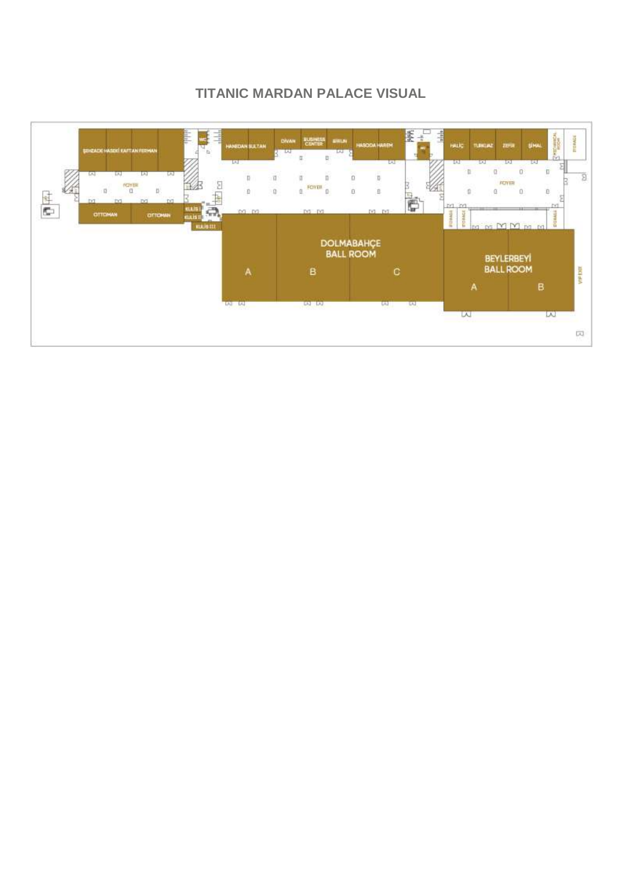# TITANIC MARDAN PALACE VISUAL

ŞEHZADE HASEKİ KAFTAN FERMAN

WC

HANEDAN SULTAN

DİVAN

BUSINESS CENTER

BİRUN

HASODA HAREM

HALİÇ

TURKUAZ

ZEFİR

ŞİMAL

MECHANICAL ROOM

STORAGE

FOYER

FOYER

FOYER

OTTOMAN

OTTOMAN

KULİS I

KULİS II

KULİS III

STORAGE

STORAGE

STORAGE

DOLMABAHÇE BALL ROOM

A

B

C

BEYLERBEYİ BALL ROOM

A

B

VIP EXIT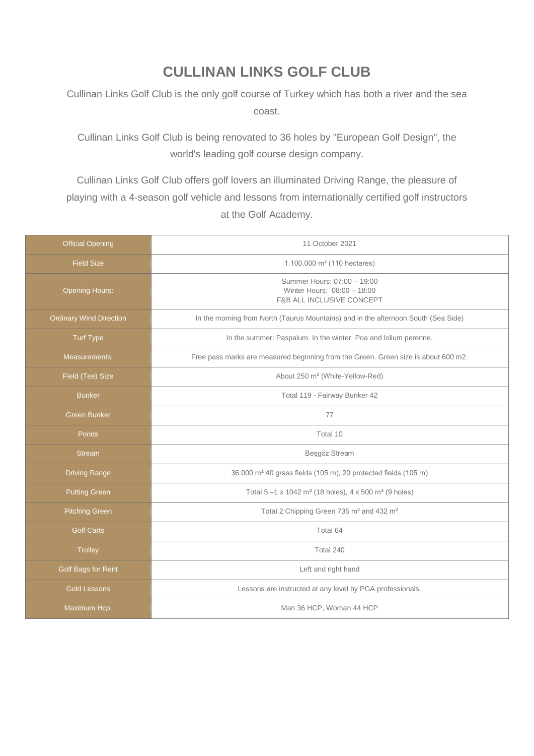# CULLINAN LINKS GOLF CLUB

Cullinan Links Golf Club is the only golf course of Turkey which has both a river and the sea coast.

Cullinan Links Golf Club is being renovated to 36 holes by "European Golf Design", the world's leading golf course design company.

Cullinan Links Golf Club offers golf lovers an illuminated Driving Range, the pleasure of playing with a 4-season golf vehicle and lessons from internationally certified golf instructors at the Golf Academy.

| | |
|---|---|
| Official Opening | 11 October 2021 |
| Field Size | 1.100.000 m² (110 hectares) |
| Opening Hours: | Summer Hours: 07:00 – 19:00<br>Winter Hours: 08:00 – 18:00<br>F&B ALL INCLUSIVE CONCEPT |
| Ordinary Wind Direction | In the morning from North (Taurus Mountains) and in the afternoon South (Sea Side) |
| Turf Type | In the summer: Paspalum. In the winter: Poa and lolium perenne. |
| Measurements: | Free pass marks are measured beginning from the Green. Green size is about 600 m2. |
| Field (Tee) Size | About 250 m² (White-Yellow-Red) |
| Bunker | Total 119 - Fairway Bunker 42 |
| Green Bunker | 77 |
| Ponds | Total 10 |
| Stream | Beşgöz Stream |
| Driving Range | 36.000 m² 40 grass fields (105 m), 20 protected fields (105 m) |
| Putting Green | Total 5 –1 x 1042 m² (18 holes), 4 x 500 m² (9 holes) |
| Pitching Green | Total 2 Chipping Green 735 m² and 432 m² |
| Golf Carts | Total 64 |
| Trolley | Total 240 |
| Golf Bags for Rent | Left and right hand |
| Gold Lessons | Lessons are instructed at any level by PGA professionals. |
| Maximum Hcp. | Man 36 HCP, Woman 44 HCP |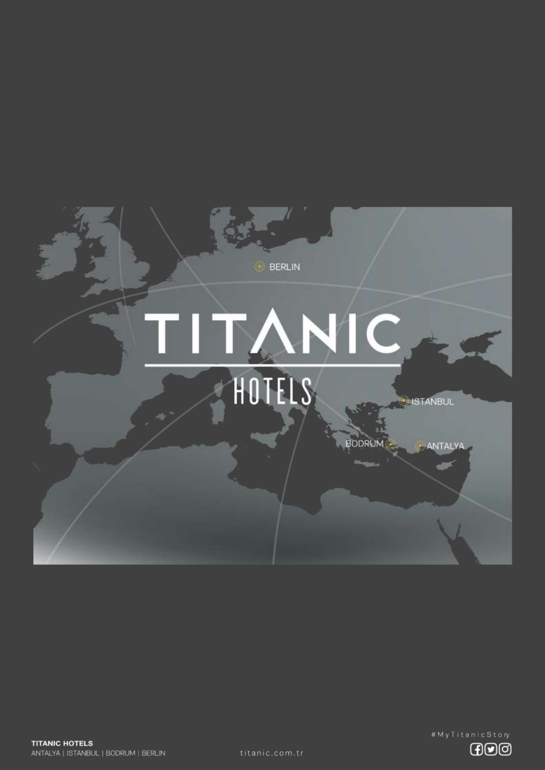BERLIN

TITANIC

HOTELS

ISTANBUL

BODRUM

ANTALYA

**TITANIC HOTELS**
ANTALYA | ISTANBUL | BODRUM | BERLIN

titanic.com.tr

#MyTitanicStory